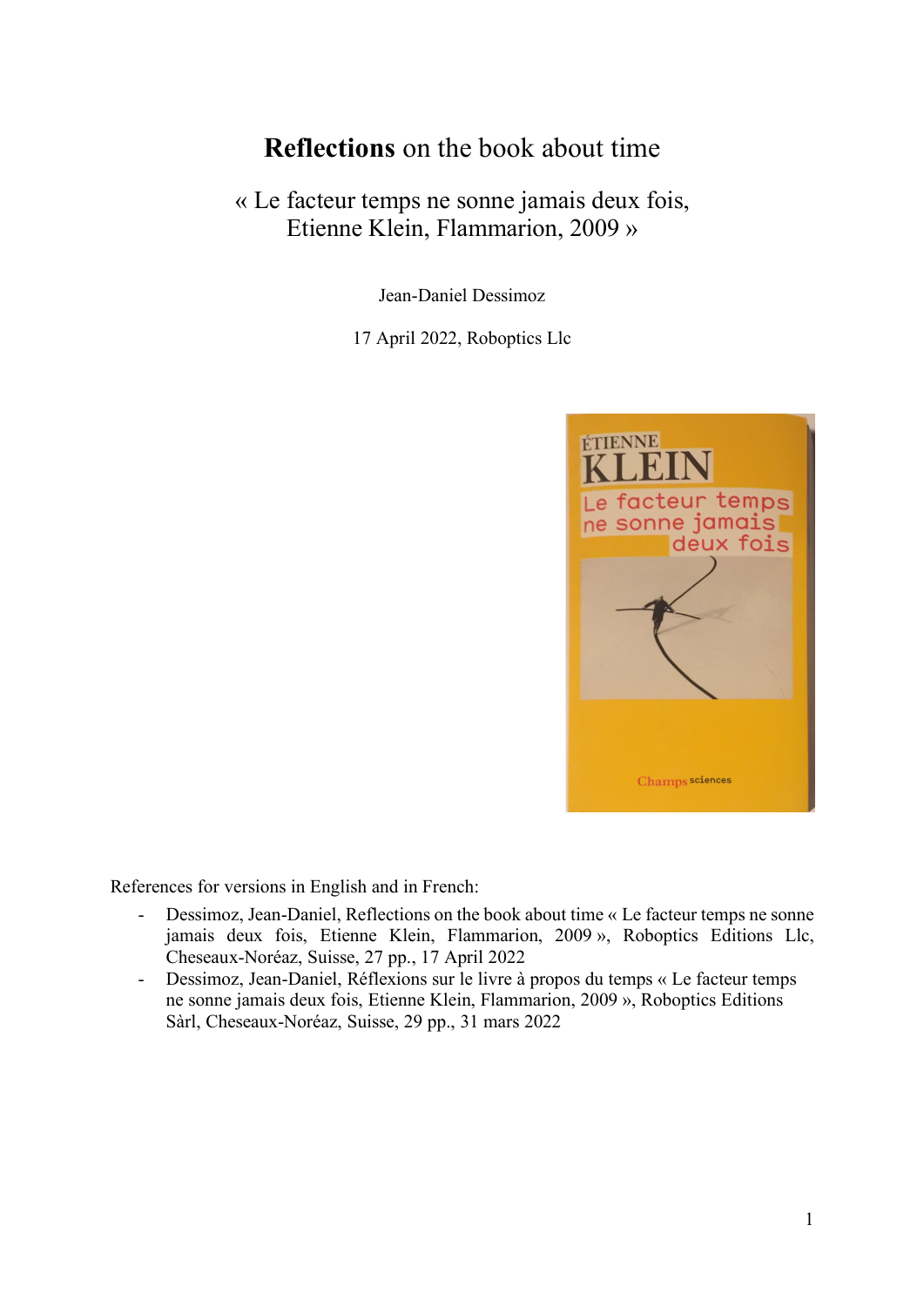# **Reflections** on the book about time

## « Le facteur temps ne sonne jamais deux fois, Etienne Klein, Flammarion, 2009 »

Jean-Daniel Dessimoz

17 April 2022, Roboptics Llc

References for versions in English and in French:

- Dessimoz, Jean-Daniel, Reflections on the book about time « Le facteur temps ne sonne jamais deux fois, Etienne Klein, Flammarion, 2009 », Roboptics Editions Llc, Cheseaux-Noréaz, Suisse, 27 pp., 17 April 2022
- Dessimoz, Jean-Daniel, Réflexions sur le livre à propos du temps « Le facteur temps ne sonne jamais deux fois, Etienne Klein, Flammarion, 2009 », Roboptics Editions Sàrl, Cheseaux-Noréaz, Suisse, 29 pp., 31 mars 2022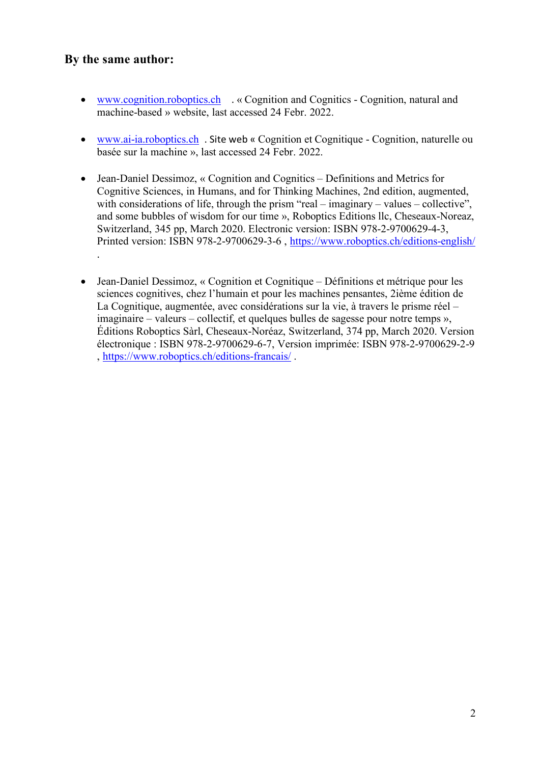## By the same author:

- www.cognition.roboptics.ch . « Cognition and Cognitics - Cognition, natural and machine-based » website, last accessed 24 Febr. 2022.

- www.ai-ia.roboptics.ch . Site web « Cognition et Cognitique - Cognition, naturelle ou basée sur la machine », last accessed 24 Febr. 2022.

- Jean-Daniel Dessimoz, « Cognition and Cognitics – Definitions and Metrics for Cognitive Sciences, in Humans, and for Thinking Machines, 2nd edition, augmented, with considerations of life, through the prism "real – imaginary – values – collective", and some bubbles of wisdom for our time », Roboptics Editions llc, Cheseaux-Noreaz, Switzerland, 345 pp, March 2020. Electronic version: ISBN 978-2-9700629-4-3, Printed version: ISBN 978-2-9700629-3-6 , https://www.roboptics.ch/editions-english/ .

- Jean-Daniel Dessimoz, « Cognition et Cognitique – Définitions et métrique pour les sciences cognitives, chez l'humain et pour les machines pensantes, 2ième édition de La Cognitique, augmentée, avec considérations sur la vie, à travers le prisme réel – imaginaire – valeurs – collectif, et quelques bulles de sagesse pour notre temps », Éditions Roboptics Sàrl, Cheseaux-Noréaz, Switzerland, 374 pp, March 2020. Version électronique : ISBN 978-2-9700629-6-7, Version imprimée: ISBN 978-2-9700629-2-9 , https://www.roboptics.ch/editions-francais/ .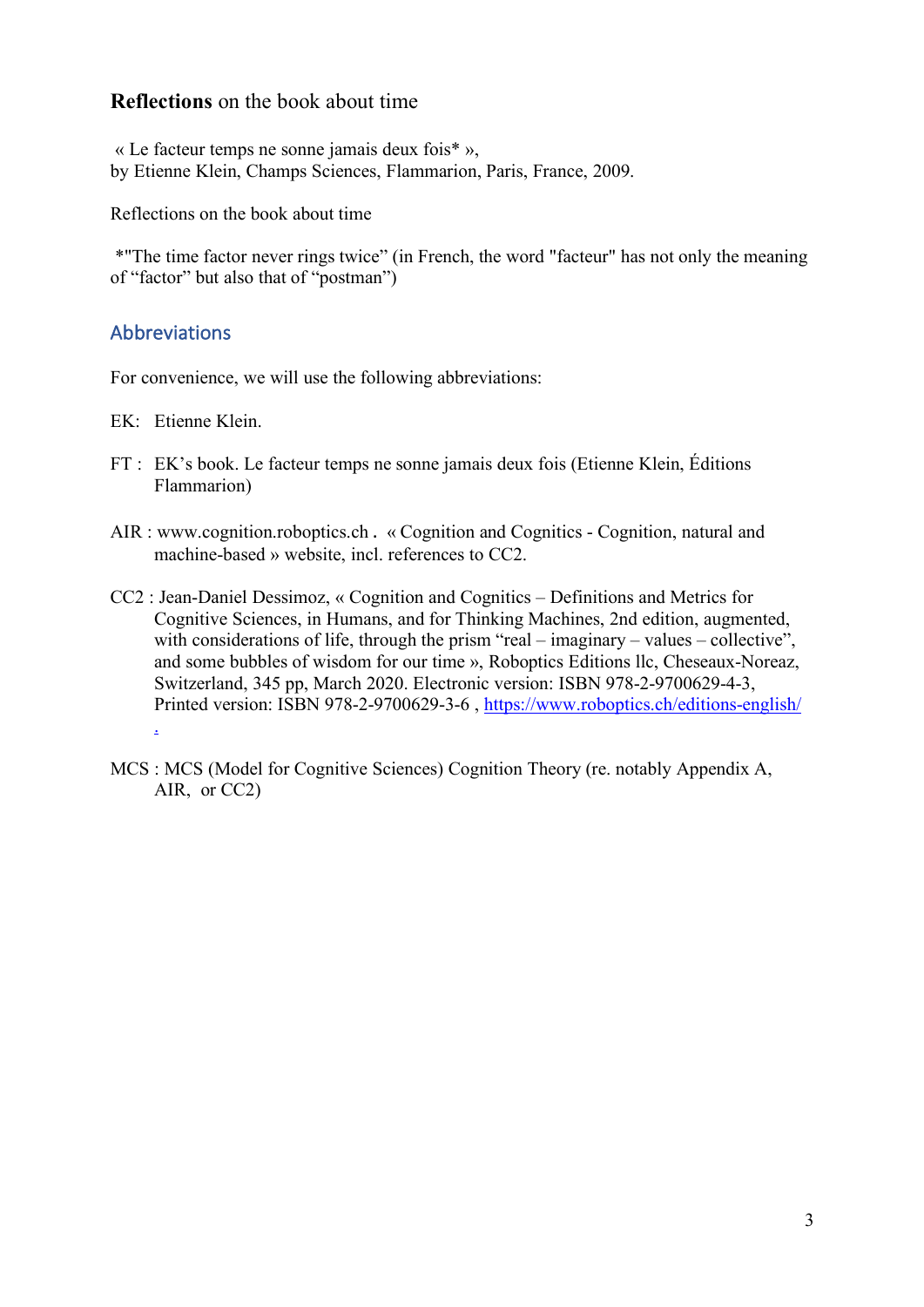**Reflections** on the book about time

« Le facteur temps ne sonne jamais deux fois* »,
by Etienne Klein, Champs Sciences, Flammarion, Paris, France, 2009.

Reflections on the book about time

*"The time factor never rings twice" (in French, the word "facteur" has not only the meaning of "factor" but also that of "postman")

## Abbreviations

For convenience, we will use the following abbreviations:

EK: Etienne Klein.

FT : EK's book. Le facteur temps ne sonne jamais deux fois (Etienne Klein, Éditions Flammarion)

AIR : www.cognition.roboptics.ch . « Cognition and Cognitics - Cognition, natural and machine-based » website, incl. references to CC2.

CC2 : Jean-Daniel Dessimoz, « Cognition and Cognitics – Definitions and Metrics for Cognitive Sciences, in Humans, and for Thinking Machines, 2nd edition, augmented, with considerations of life, through the prism "real – imaginary – values – collective", and some bubbles of wisdom for our time », Roboptics Editions llc, Cheseaux-Noreaz, Switzerland, 345 pp, March 2020. Electronic version: ISBN 978-2-9700629-4-3, Printed version: ISBN 978-2-9700629-3-6 , https://www.roboptics.ch/editions-english/ .

MCS : MCS (Model for Cognitive Sciences) Cognition Theory (re. notably Appendix A, AIR, or CC2)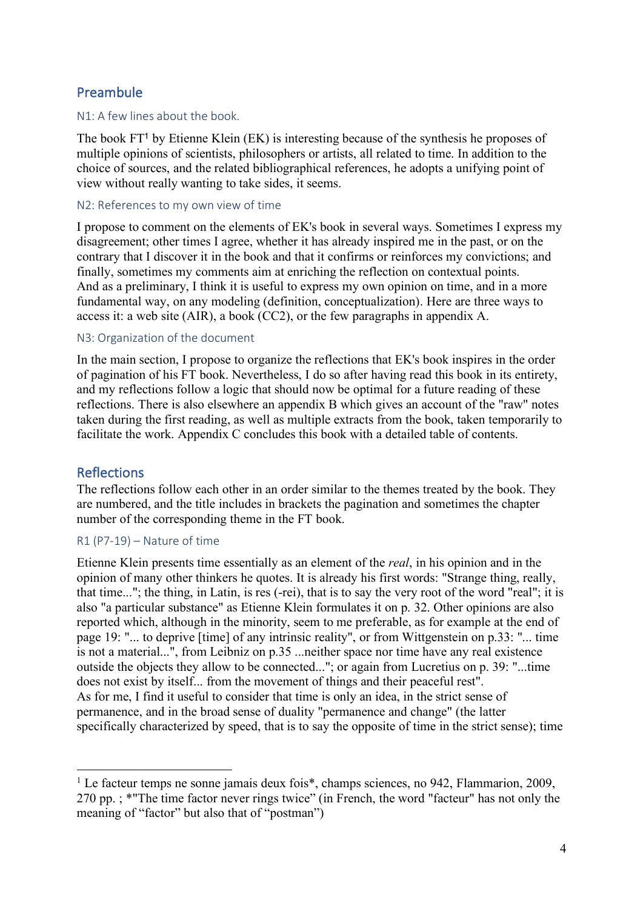## Preambule

### N1: A few lines about the book.

The book FT[1] by Etienne Klein (EK) is interesting because of the synthesis he proposes of multiple opinions of scientists, philosophers or artists, all related to time. In addition to the choice of sources, and the related bibliographical references, he adopts a unifying point of view without really wanting to take sides, it seems.

### N2: References to my own view of time

I propose to comment on the elements of EK's book in several ways. Sometimes I express my disagreement; other times I agree, whether it has already inspired me in the past, or on the contrary that I discover it in the book and that it confirms or reinforces my convictions; and finally, sometimes my comments aim at enriching the reflection on contextual points.
And as a preliminary, I think it is useful to express my own opinion on time, and in a more fundamental way, on any modeling (definition, conceptualization). Here are three ways to access it: a web site (AIR), a book (CC2), or the few paragraphs in appendix A.

### N3: Organization of the document

In the main section, I propose to organize the reflections that EK's book inspires in the order of pagination of his FT book. Nevertheless, I do so after having read this book in its entirety, and my reflections follow a logic that should now be optimal for a future reading of these reflections. There is also elsewhere an appendix B which gives an account of the "raw" notes taken during the first reading, as well as multiple extracts from the book, taken temporarily to facilitate the work. Appendix C concludes this book with a detailed table of contents.

## Reflections

The reflections follow each other in an order similar to the themes treated by the book. They are numbered, and the title includes in brackets the pagination and sometimes the chapter number of the corresponding theme in the FT book.

### R1 (P7-19) – Nature of time

Etienne Klein presents time essentially as an element of the *real*, in his opinion and in the opinion of many other thinkers he quotes. It is already his first words: "Strange thing, really, that time..."; the thing, in Latin, is res (-rei), that is to say the very root of the word "real"; it is also "a particular substance" as Etienne Klein formulates it on p. 32. Other opinions are also reported which, although in the minority, seem to me preferable, as for example at the end of page 19: "... to deprive [time] of any intrinsic reality", or from Wittgenstein on p.33: "... time is not a material...", from Leibniz on p.35 ...neither space nor time have any real existence outside the objects they allow to be connected..."; or again from Lucretius on p. 39: "...time does not exist by itself... from the movement of things and their peaceful rest".
As for me, I find it useful to consider that time is only an idea, in the strict sense of permanence, and in the broad sense of duality "permanence and change" (the latter specifically characterized by speed, that is to say the opposite of time in the strict sense); time

[1] Le facteur temps ne sonne jamais deux fois*, champs sciences, no 942, Flammarion, 2009, 270 pp. ; *"The time factor never rings twice" (in French, the word "facteur" has not only the meaning of "factor" but also that of "postman")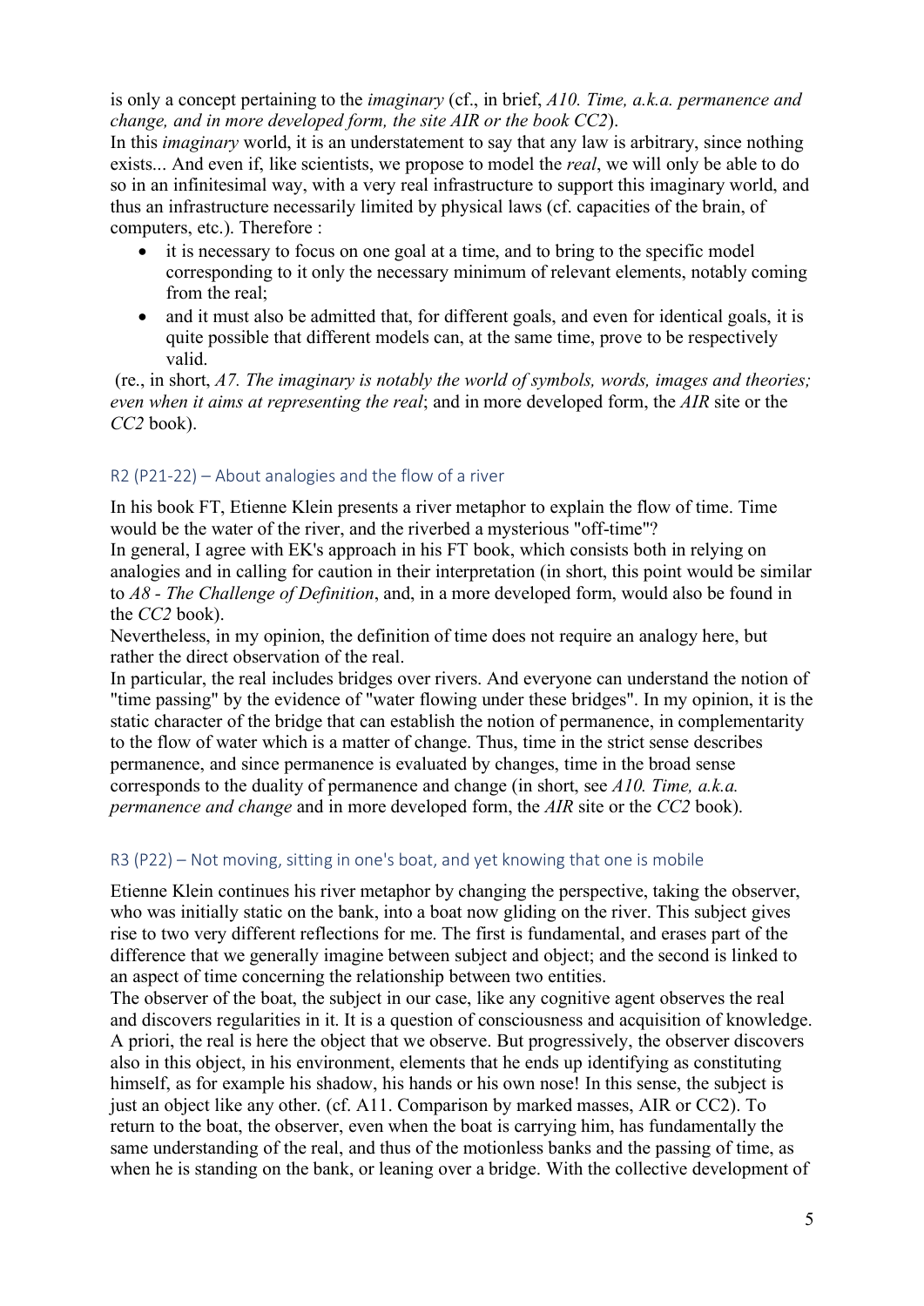is only a concept pertaining to the *imaginary* (cf., in brief, *A10. Time, a.k.a. permanence and change, and in more developed form, the site AIR or the book CC2*).
In this *imaginary* world, it is an understatement to say that any law is arbitrary, since nothing exists... And even if, like scientists, we propose to model the *real*, we will only be able to do so in an infinitesimal way, with a very real infrastructure to support this imaginary world, and thus an infrastructure necessarily limited by physical laws (cf. capacities of the brain, of computers, etc.). Therefore :

- it is necessary to focus on one goal at a time, and to bring to the specific model corresponding to it only the necessary minimum of relevant elements, notably coming from the real;
- and it must also be admitted that, for different goals, and even for identical goals, it is quite possible that different models can, at the same time, prove to be respectively valid.

(re., in short, *A7. The imaginary is notably the world of symbols, words, images and theories; even when it aims at representing the real*; and in more developed form, the *AIR* site or the *CC2* book).

## R2 (P21-22) – About analogies and the flow of a river

In his book FT, Etienne Klein presents a river metaphor to explain the flow of time. Time would be the water of the river, and the riverbed a mysterious "off-time"?
In general, I agree with EK's approach in his FT book, which consists both in relying on analogies and in calling for caution in their interpretation (in short, this point would be similar to *A8 - The Challenge of Definition*, and, in a more developed form, would also be found in the *CC2* book).
Nevertheless, in my opinion, the definition of time does not require an analogy here, but rather the direct observation of the real.
In particular, the real includes bridges over rivers. And everyone can understand the notion of "time passing" by the evidence of "water flowing under these bridges". In my opinion, it is the static character of the bridge that can establish the notion of permanence, in complementarity to the flow of water which is a matter of change. Thus, time in the strict sense describes permanence, and since permanence is evaluated by changes, time in the broad sense corresponds to the duality of permanence and change (in short, see *A10. Time, a.k.a. permanence and change* and in more developed form, the *AIR* site or the *CC2* book).

## R3 (P22) – Not moving, sitting in one's boat, and yet knowing that one is mobile

Etienne Klein continues his river metaphor by changing the perspective, taking the observer, who was initially static on the bank, into a boat now gliding on the river. This subject gives rise to two very different reflections for me. The first is fundamental, and erases part of the difference that we generally imagine between subject and object; and the second is linked to an aspect of time concerning the relationship between two entities.
The observer of the boat, the subject in our case, like any cognitive agent observes the real and discovers regularities in it. It is a question of consciousness and acquisition of knowledge. A priori, the real is here the object that we observe. But progressively, the observer discovers also in this object, in his environment, elements that he ends up identifying as constituting himself, as for example his shadow, his hands or his own nose! In this sense, the subject is just an object like any other. (cf. A11. Comparison by marked masses, AIR or CC2). To return to the boat, the observer, even when the boat is carrying him, has fundamentally the same understanding of the real, and thus of the motionless banks and the passing of time, as when he is standing on the bank, or leaning over a bridge. With the collective development of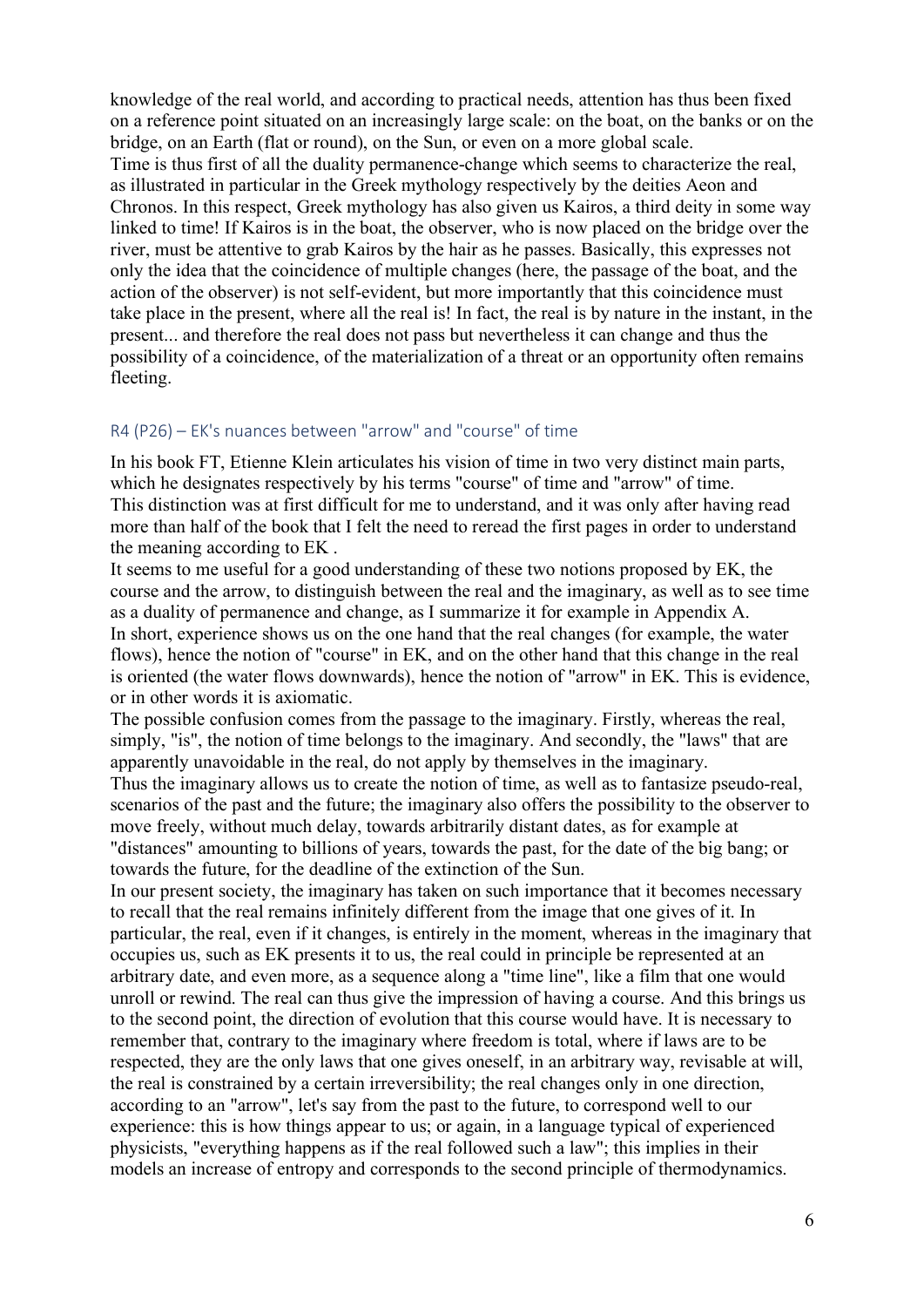knowledge of the real world, and according to practical needs, attention has thus been fixed on a reference point situated on an increasingly large scale: on the boat, on the banks or on the bridge, on an Earth (flat or round), on the Sun, or even on a more global scale.
Time is thus first of all the duality permanence-change which seems to characterize the real, as illustrated in particular in the Greek mythology respectively by the deities Aeon and Chronos. In this respect, Greek mythology has also given us Kairos, a third deity in some way linked to time! If Kairos is in the boat, the observer, who is now placed on the bridge over the river, must be attentive to grab Kairos by the hair as he passes. Basically, this expresses not only the idea that the coincidence of multiple changes (here, the passage of the boat, and the action of the observer) is not self-evident, but more importantly that this coincidence must take place in the present, where all the real is! In fact, the real is by nature in the instant, in the present... and therefore the real does not pass but nevertheless it can change and thus the possibility of a coincidence, of the materialization of a threat or an opportunity often remains fleeting.

## R4 (P26) – EK's nuances between "arrow" and "course" of time

In his book FT, Etienne Klein articulates his vision of time in two very distinct main parts, which he designates respectively by his terms "course" of time and "arrow" of time.
This distinction was at first difficult for me to understand, and it was only after having read more than half of the book that I felt the need to reread the first pages in order to understand the meaning according to EK .
It seems to me useful for a good understanding of these two notions proposed by EK, the course and the arrow, to distinguish between the real and the imaginary, as well as to see time as a duality of permanence and change, as I summarize it for example in Appendix A.
In short, experience shows us on the one hand that the real changes (for example, the water flows), hence the notion of "course" in EK, and on the other hand that this change in the real is oriented (the water flows downwards), hence the notion of "arrow" in EK. This is evidence, or in other words it is axiomatic.
The possible confusion comes from the passage to the imaginary. Firstly, whereas the real, simply, "is", the notion of time belongs to the imaginary. And secondly, the "laws" that are apparently unavoidable in the real, do not apply by themselves in the imaginary.
Thus the imaginary allows us to create the notion of time, as well as to fantasize pseudo-real, scenarios of the past and the future; the imaginary also offers the possibility to the observer to move freely, without much delay, towards arbitrarily distant dates, as for example at "distances" amounting to billions of years, towards the past, for the date of the big bang; or towards the future, for the deadline of the extinction of the Sun.
In our present society, the imaginary has taken on such importance that it becomes necessary to recall that the real remains infinitely different from the image that one gives of it. In particular, the real, even if it changes, is entirely in the moment, whereas in the imaginary that occupies us, such as EK presents it to us, the real could in principle be represented at an arbitrary date, and even more, as a sequence along a "time line", like a film that one would unroll or rewind. The real can thus give the impression of having a course. And this brings us to the second point, the direction of evolution that this course would have. It is necessary to remember that, contrary to the imaginary where freedom is total, where if laws are to be respected, they are the only laws that one gives oneself, in an arbitrary way, revisable at will, the real is constrained by a certain irreversibility; the real changes only in one direction, according to an "arrow", let's say from the past to the future, to correspond well to our experience: this is how things appear to us; or again, in a language typical of experienced physicists, "everything happens as if the real followed such a law"; this implies in their models an increase of entropy and corresponds to the second principle of thermodynamics.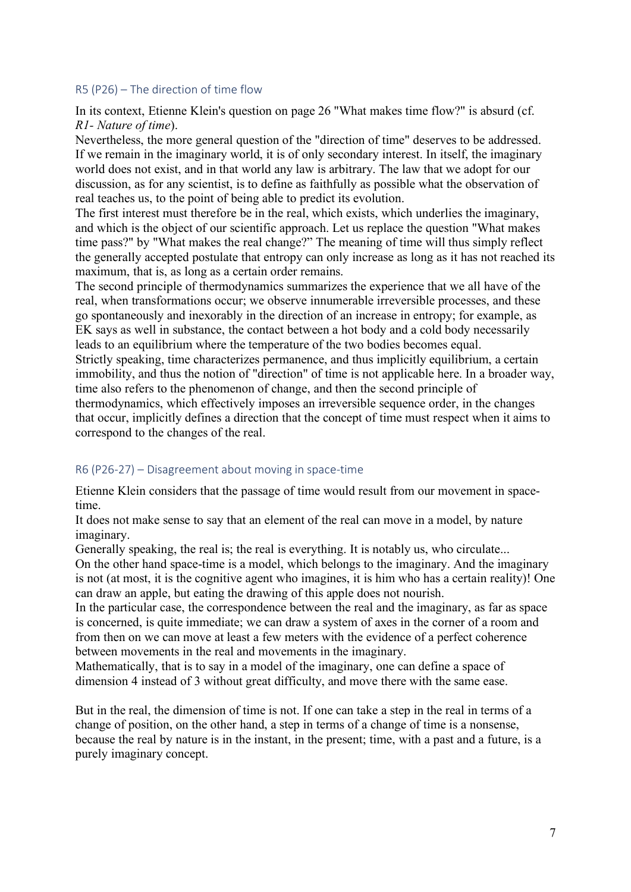## R5 (P26) – The direction of time flow

In its context, Etienne Klein's question on page 26 "What makes time flow?" is absurd (cf. *R1- Nature of time*).

Nevertheless, the more general question of the "direction of time" deserves to be addressed. If we remain in the imaginary world, it is of only secondary interest. In itself, the imaginary world does not exist, and in that world any law is arbitrary. The law that we adopt for our discussion, as for any scientist, is to define as faithfully as possible what the observation of real teaches us, to the point of being able to predict its evolution.

The first interest must therefore be in the real, which exists, which underlies the imaginary, and which is the object of our scientific approach. Let us replace the question "What makes time pass?" by "What makes the real change?" The meaning of time will thus simply reflect the generally accepted postulate that entropy can only increase as long as it has not reached its maximum, that is, as long as a certain order remains.

The second principle of thermodynamics summarizes the experience that we all have of the real, when transformations occur; we observe innumerable irreversible processes, and these go spontaneously and inexorably in the direction of an increase in entropy; for example, as EK says as well in substance, the contact between a hot body and a cold body necessarily leads to an equilibrium where the temperature of the two bodies becomes equal.

Strictly speaking, time characterizes permanence, and thus implicitly equilibrium, a certain immobility, and thus the notion of "direction" of time is not applicable here. In a broader way, time also refers to the phenomenon of change, and then the second principle of thermodynamics, which effectively imposes an irreversible sequence order, in the changes that occur, implicitly defines a direction that the concept of time must respect when it aims to correspond to the changes of the real.

## R6 (P26-27) – Disagreement about moving in space-time

Etienne Klein considers that the passage of time would result from our movement in space-time.

It does not make sense to say that an element of the real can move in a model, by nature imaginary.

Generally speaking, the real is; the real is everything. It is notably us, who circulate...

On the other hand space-time is a model, which belongs to the imaginary. And the imaginary is not (at most, it is the cognitive agent who imagines, it is him who has a certain reality)! One can draw an apple, but eating the drawing of this apple does not nourish.

In the particular case, the correspondence between the real and the imaginary, as far as space is concerned, is quite immediate; we can draw a system of axes in the corner of a room and from then on we can move at least a few meters with the evidence of a perfect coherence between movements in the real and movements in the imaginary.

Mathematically, that is to say in a model of the imaginary, one can define a space of dimension 4 instead of 3 without great difficulty, and move there with the same ease.

But in the real, the dimension of time is not. If one can take a step in the real in terms of a change of position, on the other hand, a step in terms of a change of time is a nonsense, because the real by nature is in the instant, in the present; time, with a past and a future, is a purely imaginary concept.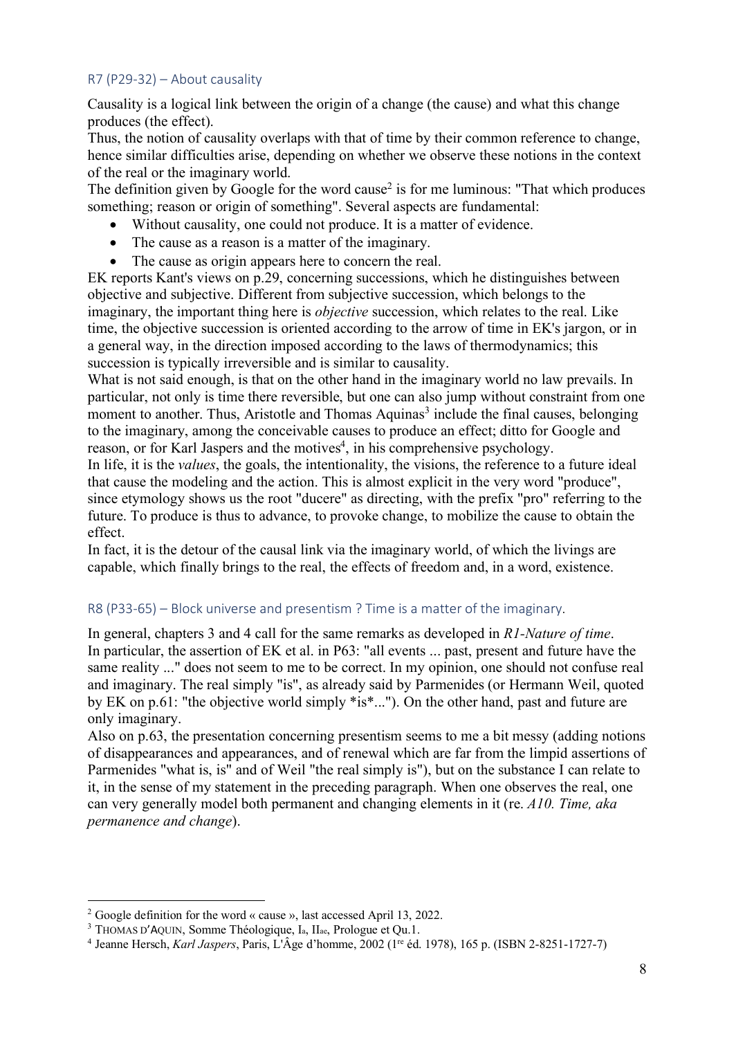## R7 (P29-32) – About causality

Causality is a logical link between the origin of a change (the cause) and what this change produces (the effect).

Thus, the notion of causality overlaps with that of time by their common reference to change, hence similar difficulties arise, depending on whether we observe these notions in the context of the real or the imaginary world.

The definition given by Google for the word cause[2] is for me luminous: "That which produces something; reason or origin of something". Several aspects are fundamental:

- Without causality, one could not produce. It is a matter of evidence.
- The cause as a reason is a matter of the imaginary.
- The cause as origin appears here to concern the real.

EK reports Kant's views on p.29, concerning successions, which he distinguishes between objective and subjective. Different from subjective succession, which belongs to the imaginary, the important thing here is *objective* succession, which relates to the real. Like time, the objective succession is oriented according to the arrow of time in EK's jargon, or in a general way, in the direction imposed according to the laws of thermodynamics; this succession is typically irreversible and is similar to causality.

What is not said enough, is that on the other hand in the imaginary world no law prevails. In particular, not only is time there reversible, but one can also jump without constraint from one moment to another. Thus, Aristotle and Thomas Aquinas[3] include the final causes, belonging to the imaginary, among the conceivable causes to produce an effect; ditto for Google and reason, or for Karl Jaspers and the motives[4], in his comprehensive psychology.

In life, it is the *values*, the goals, the intentionality, the visions, the reference to a future ideal that cause the modeling and the action. This is almost explicit in the very word "produce", since etymology shows us the root "ducere" as directing, with the prefix "pro" referring to the future. To produce is thus to advance, to provoke change, to mobilize the cause to obtain the effect.

In fact, it is the detour of the causal link via the imaginary world, of which the livings are capable, which finally brings to the real, the effects of freedom and, in a word, existence.

## R8 (P33-65) – Block universe and presentism ? Time is a matter of the imaginary.

In general, chapters 3 and 4 call for the same remarks as developed in *R1-Nature of time*.

In particular, the assertion of EK et al. in P63: "all events ... past, present and future have the same reality ..." does not seem to me to be correct. In my opinion, one should not confuse real and imaginary. The real simply "is", as already said by Parmenides (or Hermann Weil, quoted by EK on p.61: "the objective world simply *is*..."). On the other hand, past and future are only imaginary.

Also on p.63, the presentation concerning presentism seems to me a bit messy (adding notions of disappearances and appearances, and of renewal which are far from the limpid assertions of Parmenides "what is, is" and of Weil "the real simply is"), but on the substance I can relate to it, in the sense of my statement in the preceding paragraph. When one observes the real, one can very generally model both permanent and changing elements in it (re. *A10. Time, aka permanence and change*).

---

[2] Google definition for the word « cause », last accessed April 13, 2022.

[3] THOMAS D'AQUIN, Somme Théologique, Ia, IIae, Prologue et Qu.1.

[4] Jeanne Hersch, *Karl Jaspers*, Paris, L'Âge d'homme, 2002 (1re éd. 1978), 165 p. (ISBN 2-8251-1727-7)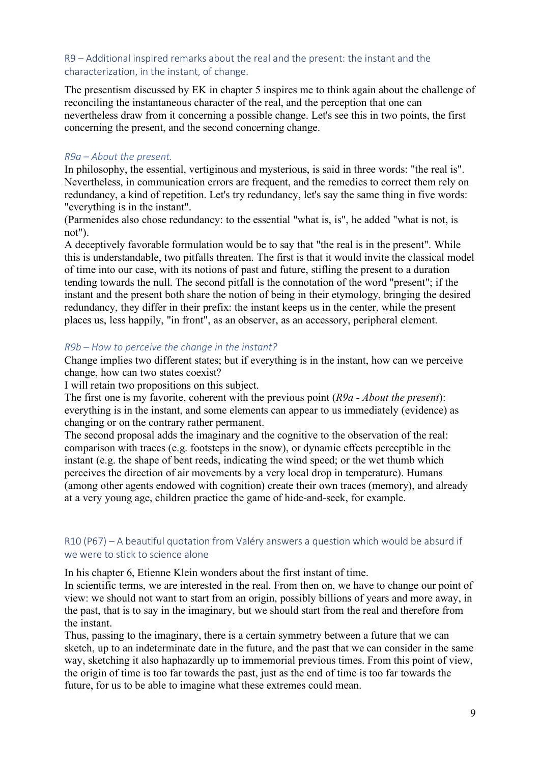## R9 – Additional inspired remarks about the real and the present: the instant and the characterization, in the instant, of change.

The presentism discussed by EK in chapter 5 inspires me to think again about the challenge of reconciling the instantaneous character of the real, and the perception that one can nevertheless draw from it concerning a possible change. Let's see this in two points, the first concerning the present, and the second concerning change.

### *R9a – About the present.*

In philosophy, the essential, vertiginous and mysterious, is said in three words: "the real is". Nevertheless, in communication errors are frequent, and the remedies to correct them rely on redundancy, a kind of repetition. Let's try redundancy, let's say the same thing in five words: "everything is in the instant".
(Parmenides also chose redundancy: to the essential "what is, is", he added "what is not, is not").
A deceptively favorable formulation would be to say that "the real is in the present". While this is understandable, two pitfalls threaten. The first is that it would invite the classical model of time into our case, with its notions of past and future, stifling the present to a duration tending towards the null. The second pitfall is the connotation of the word "present"; if the instant and the present both share the notion of being in their etymology, bringing the desired redundancy, they differ in their prefix: the instant keeps us in the center, while the present places us, less happily, "in front", as an observer, as an accessory, peripheral element.

### *R9b – How to perceive the change in the instant?*

Change implies two different states; but if everything is in the instant, how can we perceive change, how can two states coexist?
I will retain two propositions on this subject.
The first one is my favorite, coherent with the previous point (*R9a - About the present*): everything is in the instant, and some elements can appear to us immediately (evidence) as changing or on the contrary rather permanent.
The second proposal adds the imaginary and the cognitive to the observation of the real: comparison with traces (e.g. footsteps in the snow), or dynamic effects perceptible in the instant (e.g. the shape of bent reeds, indicating the wind speed; or the wet thumb which perceives the direction of air movements by a very local drop in temperature). Humans (among other agents endowed with cognition) create their own traces (memory), and already at a very young age, children practice the game of hide-and-seek, for example.

## R10 (P67) – A beautiful quotation from Valéry answers a question which would be absurd if we were to stick to science alone

In his chapter 6, Etienne Klein wonders about the first instant of time.
In scientific terms, we are interested in the real. From then on, we have to change our point of view: we should not want to start from an origin, possibly billions of years and more away, in the past, that is to say in the imaginary, but we should start from the real and therefore from the instant.
Thus, passing to the imaginary, there is a certain symmetry between a future that we can sketch, up to an indeterminate date in the future, and the past that we can consider in the same way, sketching it also haphazardly up to immemorial previous times. From this point of view, the origin of time is too far towards the past, just as the end of time is too far towards the future, for us to be able to imagine what these extremes could mean.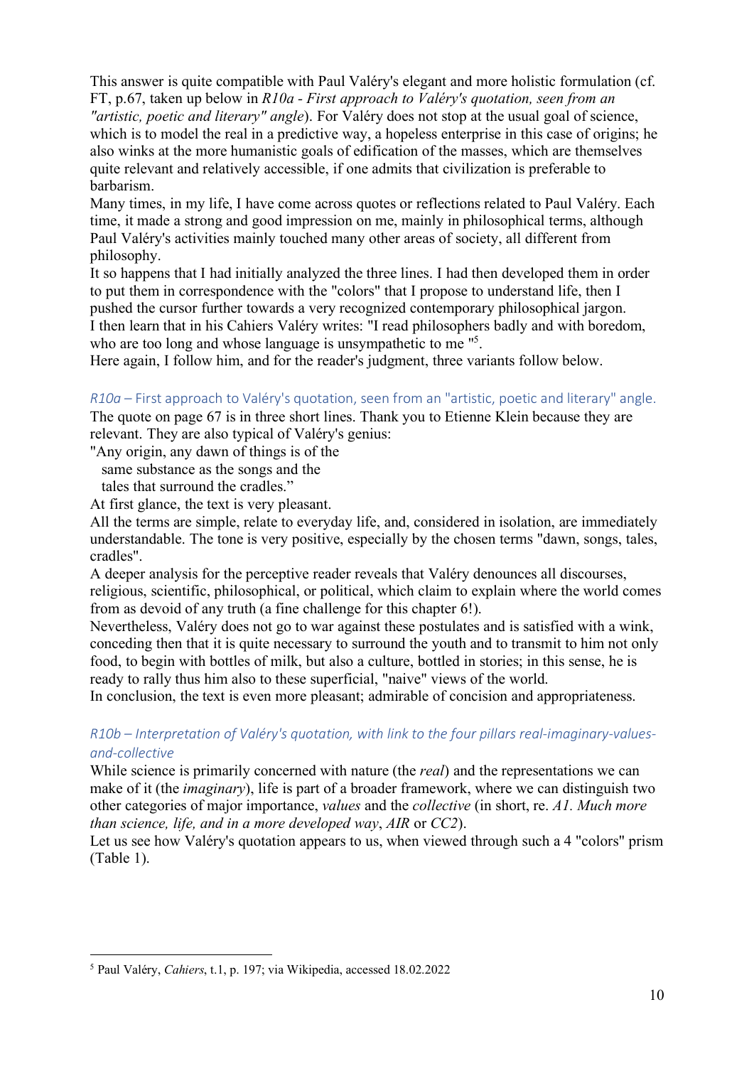This answer is quite compatible with Paul Valéry's elegant and more holistic formulation (cf. FT, p.67, taken up below in *R10a - First approach to Valéry's quotation, seen from an "artistic, poetic and literary" angle*). For Valéry does not stop at the usual goal of science, which is to model the real in a predictive way, a hopeless enterprise in this case of origins; he also winks at the more humanistic goals of edification of the masses, which are themselves quite relevant and relatively accessible, if one admits that civilization is preferable to barbarism.

Many times, in my life, I have come across quotes or reflections related to Paul Valéry. Each time, it made a strong and good impression on me, mainly in philosophical terms, although Paul Valéry's activities mainly touched many other areas of society, all different from philosophy.

It so happens that I had initially analyzed the three lines. I had then developed them in order to put them in correspondence with the "colors" that I propose to understand life, then I pushed the cursor further towards a very recognized contemporary philosophical jargon.

I then learn that in his Cahiers Valéry writes: "I read philosophers badly and with boredom, who are too long and whose language is unsympathetic to me "[5].

Here again, I follow him, and for the reader's judgment, three variants follow below.

### *R10a* – First approach to Valéry's quotation, seen from an "artistic, poetic and literary" angle.

The quote on page 67 is in three short lines. Thank you to Etienne Klein because they are relevant. They are also typical of Valéry's genius:

"Any origin, any dawn of things is of the
same substance as the songs and the
tales that surround the cradles."

At first glance, the text is very pleasant.

All the terms are simple, relate to everyday life, and, considered in isolation, are immediately understandable. The tone is very positive, especially by the chosen terms "dawn, songs, tales, cradles".

A deeper analysis for the perceptive reader reveals that Valéry denounces all discourses, religious, scientific, philosophical, or political, which claim to explain where the world comes from as devoid of any truth (a fine challenge for this chapter 6!).

Nevertheless, Valéry does not go to war against these postulates and is satisfied with a wink, conceding then that it is quite necessary to surround the youth and to transmit to him not only food, to begin with bottles of milk, but also a culture, bottled in stories; in this sense, he is ready to rally thus him also to these superficial, "naive" views of the world.

In conclusion, the text is even more pleasant; admirable of concision and appropriateness.

### *R10b – Interpretation of Valéry's quotation, with link to the four pillars real-imaginary-values-and-collective*

While science is primarily concerned with nature (the *real*) and the representations we can make of it (the *imaginary*), life is part of a broader framework, where we can distinguish two other categories of major importance, *values* and the *collective* (in short, re. *A1. Much more than science, life, and in a more developed way*, *AIR* or *CC2*).

Let us see how Valéry's quotation appears to us, when viewed through such a 4 "colors" prism (Table 1).

---

[5] Paul Valéry, *Cahiers*, t.1, p. 197; via Wikipedia, accessed 18.02.2022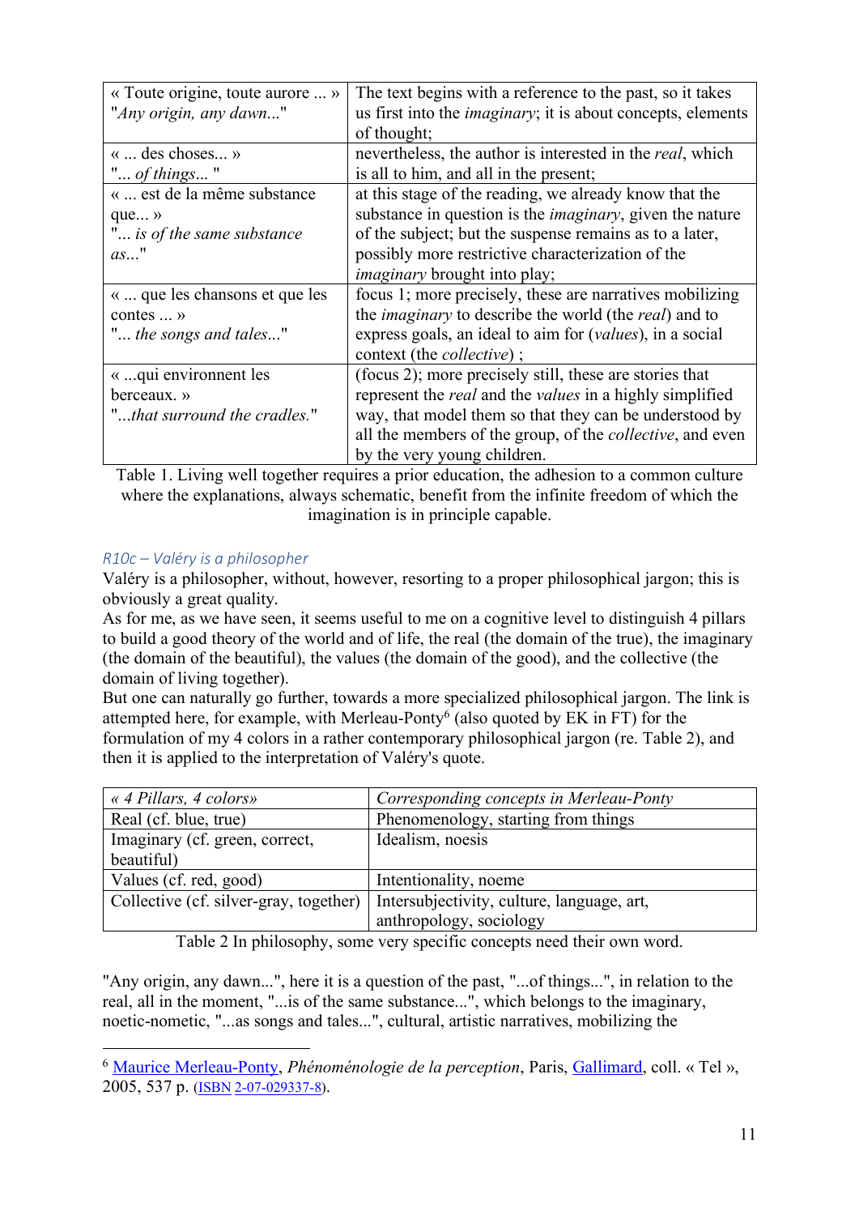| « Toute origine, toute aurore ... »<br>"*Any origin, any dawn*..." | The text begins with a reference to the past, so it takes us first into the *imaginary*; it is about concepts, elements of thought; |
|---|---|
| « ... des choses... »<br>"... *of things*... " | nevertheless, the author is interested in the *real*, which is all to him, and all in the present; |
| « ... est de la même substance que... »<br>"... *is of the same substance as*..." | at this stage of the reading, we already know that the substance in question is the *imaginary*, given the nature of the subject; but the suspense remains as to a later, possibly more restrictive characterization of the *imaginary* brought into play; |
| « ... que les chansons et que les contes ... »<br>"... *the songs and tales*..." | focus 1; more precisely, these are narratives mobilizing the *imaginary* to describe the world (the *real*) and to express goals, an ideal to aim for (*values*), in a social context (the *collective*) ; |
| « ...qui environnent les berceaux. »<br>"...*that surround the cradles.*" | (focus 2); more precisely still, these are stories that represent the *real* and the *values* in a highly simplified way, that model them so that they can be understood by all the members of the group, of the *collective*, and even by the very young children. |

Table 1. Living well together requires a prior education, the adhesion to a common culture where the explanations, always schematic, benefit from the infinite freedom of which the imagination is in principle capable.

### *R10c – Valéry is a philosopher*

Valéry is a philosopher, without, however, resorting to a proper philosophical jargon; this is obviously a great quality.
As for me, as we have seen, it seems useful to me on a cognitive level to distinguish 4 pillars to build a good theory of the world and of life, the real (the domain of the true), the imaginary (the domain of the beautiful), the values (the domain of the good), and the collective (the domain of living together).
But one can naturally go further, towards a more specialized philosophical jargon. The link is attempted here, for example, with Merleau-Ponty[6] (also quoted by EK in FT) for the formulation of my 4 colors in a rather contemporary philosophical jargon (re. Table 2), and then it is applied to the interpretation of Valéry's quote.

| *« 4 Pillars, 4 colors»* | *Corresponding concepts in Merleau-Ponty* |
|---|---|
| Real (cf. blue, true) | Phenomenology, starting from things |
| Imaginary (cf. green, correct, beautiful) | Idealism, noesis |
| Values (cf. red, good) | Intentionality, noeme |
| Collective (cf. silver-gray, together) | Intersubjectivity, culture, language, art, anthropology, sociology |

Table 2 In philosophy, some very specific concepts need their own word.

"Any origin, any dawn...", here it is a question of the past, "...of things...", in relation to the real, all in the moment, "...is of the same substance...", which belongs to the imaginary, noetic-nometic, "...as songs and tales...", cultural, artistic narratives, mobilizing the

[6] Maurice Merleau-Ponty, *Phénoménologie de la perception*, Paris, Gallimard, coll. « Tel », 2005, 537 p. (ISBN 2-07-029337-8).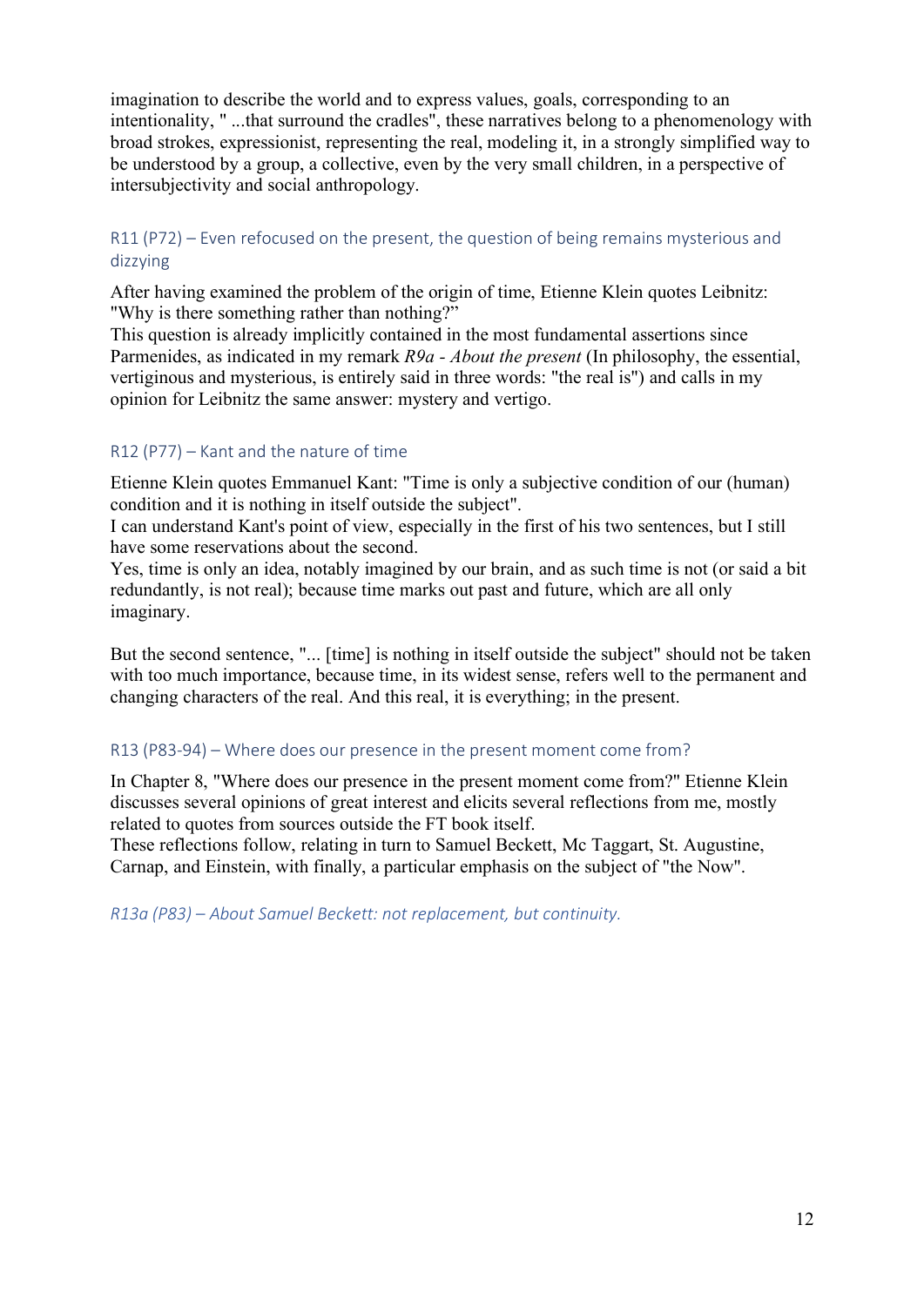imagination to describe the world and to express values, goals, corresponding to an intentionality, " ...that surround the cradles", these narratives belong to a phenomenology with broad strokes, expressionist, representing the real, modeling it, in a strongly simplified way to be understood by a group, a collective, even by the very small children, in a perspective of intersubjectivity and social anthropology.

### R11 (P72) – Even refocused on the present, the question of being remains mysterious and dizzying

After having examined the problem of the origin of time, Etienne Klein quotes Leibnitz: "Why is there something rather than nothing?"
This question is already implicitly contained in the most fundamental assertions since Parmenides, as indicated in my remark *R9a - About the present* (In philosophy, the essential, vertiginous and mysterious, is entirely said in three words: "the real is") and calls in my opinion for Leibnitz the same answer: mystery and vertigo.

### R12 (P77) – Kant and the nature of time

Etienne Klein quotes Emmanuel Kant: "Time is only a subjective condition of our (human) condition and it is nothing in itself outside the subject".
I can understand Kant's point of view, especially in the first of his two sentences, but I still have some reservations about the second.
Yes, time is only an idea, notably imagined by our brain, and as such time is not (or said a bit redundantly, is not real); because time marks out past and future, which are all only imaginary.

But the second sentence, "... [time] is nothing in itself outside the subject" should not be taken with too much importance, because time, in its widest sense, refers well to the permanent and changing characters of the real. And this real, it is everything; in the present.

### R13 (P83-94) – Where does our presence in the present moment come from?

In Chapter 8, "Where does our presence in the present moment come from?" Etienne Klein discusses several opinions of great interest and elicits several reflections from me, mostly related to quotes from sources outside the FT book itself.
These reflections follow, relating in turn to Samuel Beckett, Mc Taggart, St. Augustine, Carnap, and Einstein, with finally, a particular emphasis on the subject of "the Now".

#### *R13a (P83) – About Samuel Beckett: not replacement, but continuity.*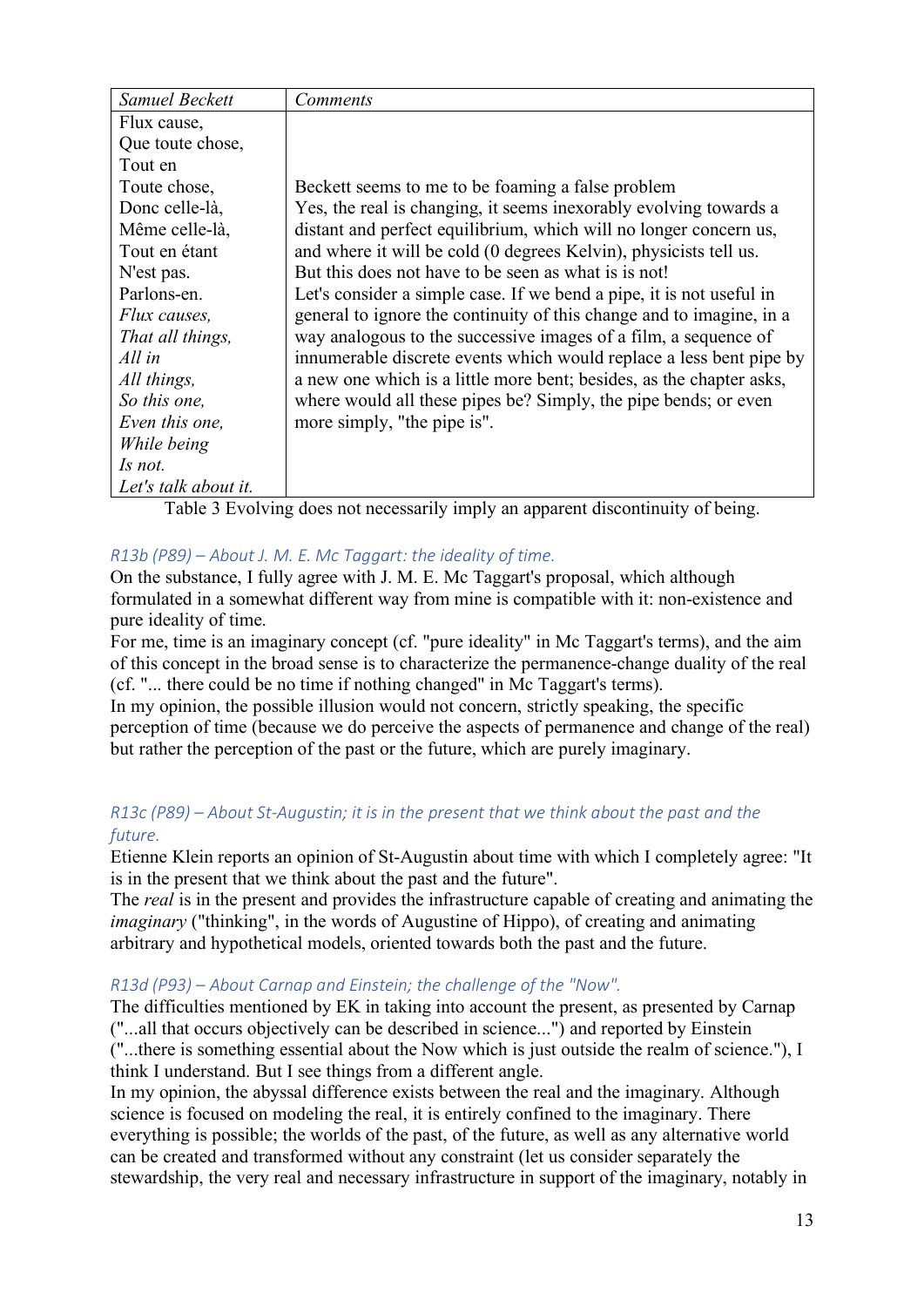| Samuel Beckett | Comments |
|---|---|
| Flux cause,<br>Que toute chose,<br>Tout en<br>Toute chose,<br>Donc celle-là,<br>Même celle-là,<br>Tout en étant<br>N'est pas.<br>Parlons-en.<br>*Flux causes,*<br>*That all things,*<br>*All in*<br>*All things,*<br>*So this one,*<br>*Even this one,*<br>*While being*<br>*Is not.*<br>*Let's talk about it.* | Beckett seems to me to be foaming a false problem<br>Yes, the real is changing, it seems inexorably evolving towards a distant and perfect equilibrium, which will no longer concern us, and where it will be cold (0 degrees Kelvin), physicists tell us.<br>But this does not have to be seen as what is is not!<br>Let's consider a simple case. If we bend a pipe, it is not useful in general to ignore the continuity of this change and to imagine, in a way analogous to the successive images of a film, a sequence of innumerable discrete events which would replace a less bent pipe by a new one which is a little more bent; besides, as the chapter asks, where would all these pipes be? Simply, the pipe bends; or even more simply, "the pipe is". |

Table 3 Evolving does not necessarily imply an apparent discontinuity of being.

### *R13b (P89) – About J. M. E. Mc Taggart: the ideality of time.*

On the substance, I fully agree with J. M. E. Mc Taggart's proposal, which although formulated in a somewhat different way from mine is compatible with it: non-existence and pure ideality of time.

For me, time is an imaginary concept (cf. "pure ideality" in Mc Taggart's terms), and the aim of this concept in the broad sense is to characterize the permanence-change duality of the real (cf. "... there could be no time if nothing changed" in Mc Taggart's terms).

In my opinion, the possible illusion would not concern, strictly speaking, the specific perception of time (because we do perceive the aspects of permanence and change of the real) but rather the perception of the past or the future, which are purely imaginary.

### *R13c (P89) – About St-Augustin; it is in the present that we think about the past and the future.*

Etienne Klein reports an opinion of St-Augustin about time with which I completely agree: "It is in the present that we think about the past and the future".

The *real* is in the present and provides the infrastructure capable of creating and animating the *imaginary* ("thinking", in the words of Augustine of Hippo), of creating and animating arbitrary and hypothetical models, oriented towards both the past and the future.

### *R13d (P93) – About Carnap and Einstein; the challenge of the "Now".*

The difficulties mentioned by EK in taking into account the present, as presented by Carnap ("...all that occurs objectively can be described in science...") and reported by Einstein ("...there is something essential about the Now which is just outside the realm of science."), I think I understand. But I see things from a different angle.

In my opinion, the abyssal difference exists between the real and the imaginary. Although science is focused on modeling the real, it is entirely confined to the imaginary. There everything is possible; the worlds of the past, of the future, as well as any alternative world can be created and transformed without any constraint (let us consider separately the stewardship, the very real and necessary infrastructure in support of the imaginary, notably in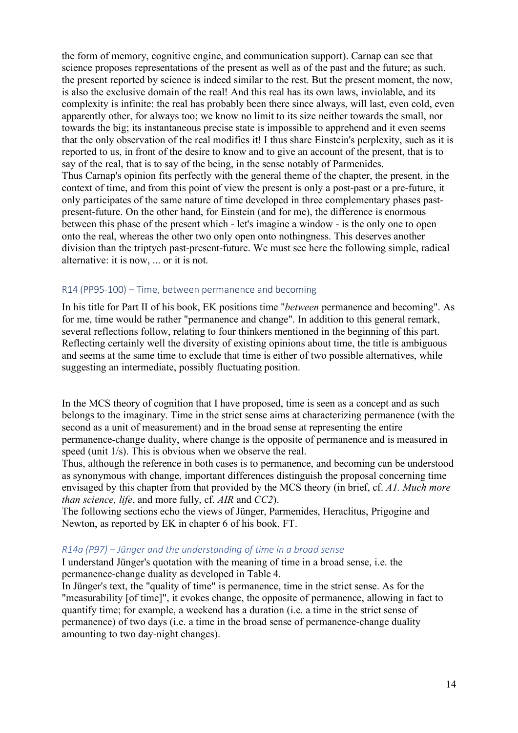the form of memory, cognitive engine, and communication support). Carnap can see that science proposes representations of the present as well as of the past and the future; as such, the present reported by science is indeed similar to the rest. But the present moment, the now, is also the exclusive domain of the real! And this real has its own laws, inviolable, and its complexity is infinite: the real has probably been there since always, will last, even cold, even apparently other, for always too; we know no limit to its size neither towards the small, nor towards the big; its instantaneous precise state is impossible to apprehend and it even seems that the only observation of the real modifies it! I thus share Einstein's perplexity, such as it is reported to us, in front of the desire to know and to give an account of the present, that is to say of the real, that is to say of the being, in the sense notably of Parmenides.
Thus Carnap's opinion fits perfectly with the general theme of the chapter, the present, in the context of time, and from this point of view the present is only a post-past or a pre-future, it only participates of the same nature of time developed in three complementary phases past-present-future. On the other hand, for Einstein (and for me), the difference is enormous between this phase of the present which - let's imagine a window - is the only one to open onto the real, whereas the other two only open onto nothingness. This deserves another division than the triptych past-present-future. We must see here the following simple, radical alternative: it is now, ... or it is not.

### R14 (PP95-100) – Time, between permanence and becoming

In his title for Part II of his book, EK positions time "*between* permanence and becoming". As for me, time would be rather "permanence and change". In addition to this general remark, several reflections follow, relating to four thinkers mentioned in the beginning of this part. Reflecting certainly well the diversity of existing opinions about time, the title is ambiguous and seems at the same time to exclude that time is either of two possible alternatives, while suggesting an intermediate, possibly fluctuating position.

In the MCS theory of cognition that I have proposed, time is seen as a concept and as such belongs to the imaginary. Time in the strict sense aims at characterizing permanence (with the second as a unit of measurement) and in the broad sense at representing the entire permanence-change duality, where change is the opposite of permanence and is measured in speed (unit 1/s). This is obvious when we observe the real.
Thus, although the reference in both cases is to permanence, and becoming can be understood as synonymous with change, important differences distinguish the proposal concerning time envisaged by this chapter from that provided by the MCS theory (in brief, cf. *A1. Much more than science, life*, and more fully, cf. *AIR* and *CC2*).
The following sections echo the views of Jünger, Parmenides, Heraclitus, Prigogine and Newton, as reported by EK in chapter 6 of his book, FT.

#### *R14a (P97) – Jünger and the understanding of time in a broad sense*

I understand Jünger's quotation with the meaning of time in a broad sense, i.e. the permanence-change duality as developed in Table 4.
In Jünger's text, the "quality of time" is permanence, time in the strict sense. As for the "measurability [of time]", it evokes change, the opposite of permanence, allowing in fact to quantify time; for example, a weekend has a duration (i.e. a time in the strict sense of permanence) of two days (i.e. a time in the broad sense of permanence-change duality amounting to two day-night changes).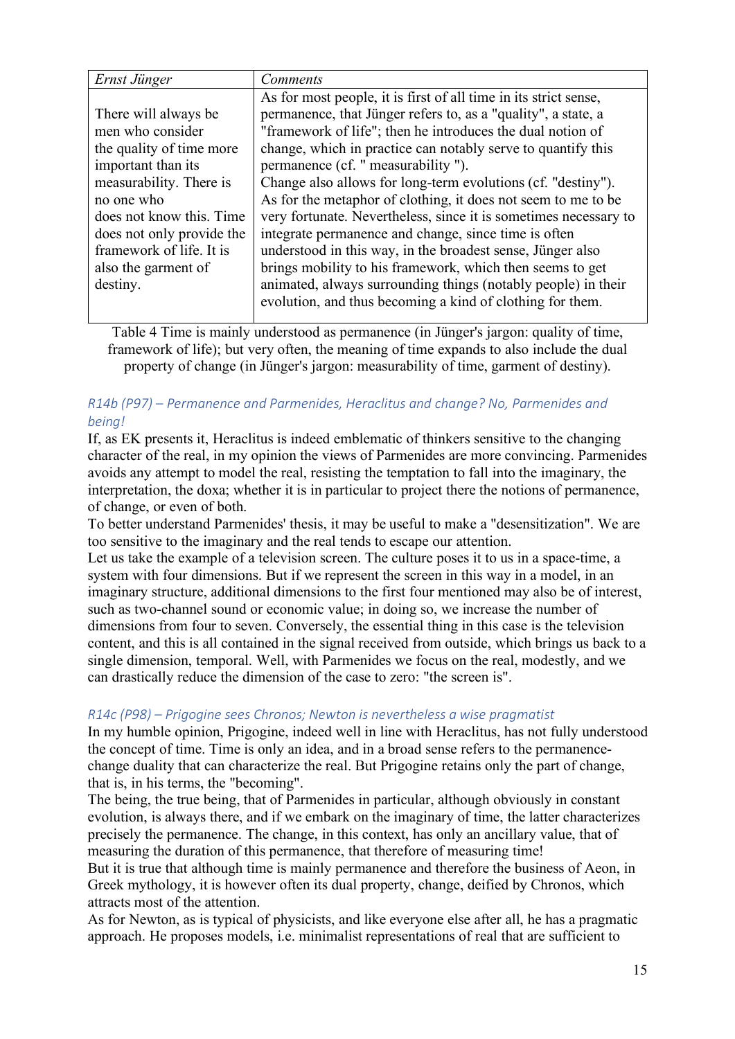| *Ernst Jünger* | *Comments* |
|---|---|
| There will always be men who consider the quality of time more important than its measurability. There is no one who does not know this. Time does not only provide the framework of life. It is also the garment of destiny. | As for most people, it is first of all time in its strict sense, permanence, that Jünger refers to, as a "quality", a state, a "framework of life"; then he introduces the dual notion of change, which in practice can notably serve to quantify this permanence (cf. " measurability "). Change also allows for long-term evolutions (cf. "destiny"). As for the metaphor of clothing, it does not seem to me to be very fortunate. Nevertheless, since it is sometimes necessary to integrate permanence and change, since time is often understood in this way, in the broadest sense, Jünger also brings mobility to his framework, which then seems to get animated, always surrounding things (notably people) in their evolution, and thus becoming a kind of clothing for them. |

Table 4 Time is mainly understood as permanence (in Jünger's jargon: quality of time, framework of life); but very often, the meaning of time expands to also include the dual property of change (in Jünger's jargon: measurability of time, garment of destiny).

### *R14b (P97) – Permanence and Parmenides, Heraclitus and change? No, Parmenides and being!*

If, as EK presents it, Heraclitus is indeed emblematic of thinkers sensitive to the changing character of the real, in my opinion the views of Parmenides are more convincing. Parmenides avoids any attempt to model the real, resisting the temptation to fall into the imaginary, the interpretation, the doxa; whether it is in particular to project there the notions of permanence, of change, or even of both.

To better understand Parmenides' thesis, it may be useful to make a "desensitization". We are too sensitive to the imaginary and the real tends to escape our attention.

Let us take the example of a television screen. The culture poses it to us in a space-time, a system with four dimensions. But if we represent the screen in this way in a model, in an imaginary structure, additional dimensions to the first four mentioned may also be of interest, such as two-channel sound or economic value; in doing so, we increase the number of dimensions from four to seven. Conversely, the essential thing in this case is the television content, and this is all contained in the signal received from outside, which brings us back to a single dimension, temporal. Well, with Parmenides we focus on the real, modestly, and we can drastically reduce the dimension of the case to zero: "the screen is".

### *R14c (P98) – Prigogine sees Chronos; Newton is nevertheless a wise pragmatist*

In my humble opinion, Prigogine, indeed well in line with Heraclitus, has not fully understood the concept of time. Time is only an idea, and in a broad sense refers to the permanence-change duality that can characterize the real. But Prigogine retains only the part of change, that is, in his terms, the "becoming".

The being, that of Parmenides in particular, although obviously in constant evolution, is always there, and if we embark on the imaginary of time, the latter characterizes precisely the permanence. The change, in this context, has only an ancillary value, that of measuring the duration of this permanence, that therefore of measuring time!

But it is true that although time is mainly permanence and therefore the business of Aeon, in Greek mythology, it is however often its dual property, change, deified by Chronos, which attracts most of the attention.

As for Newton, as is typical of physicists, and like everyone else after all, he has a pragmatic approach. He proposes models, i.e. minimalist representations of real that are sufficient to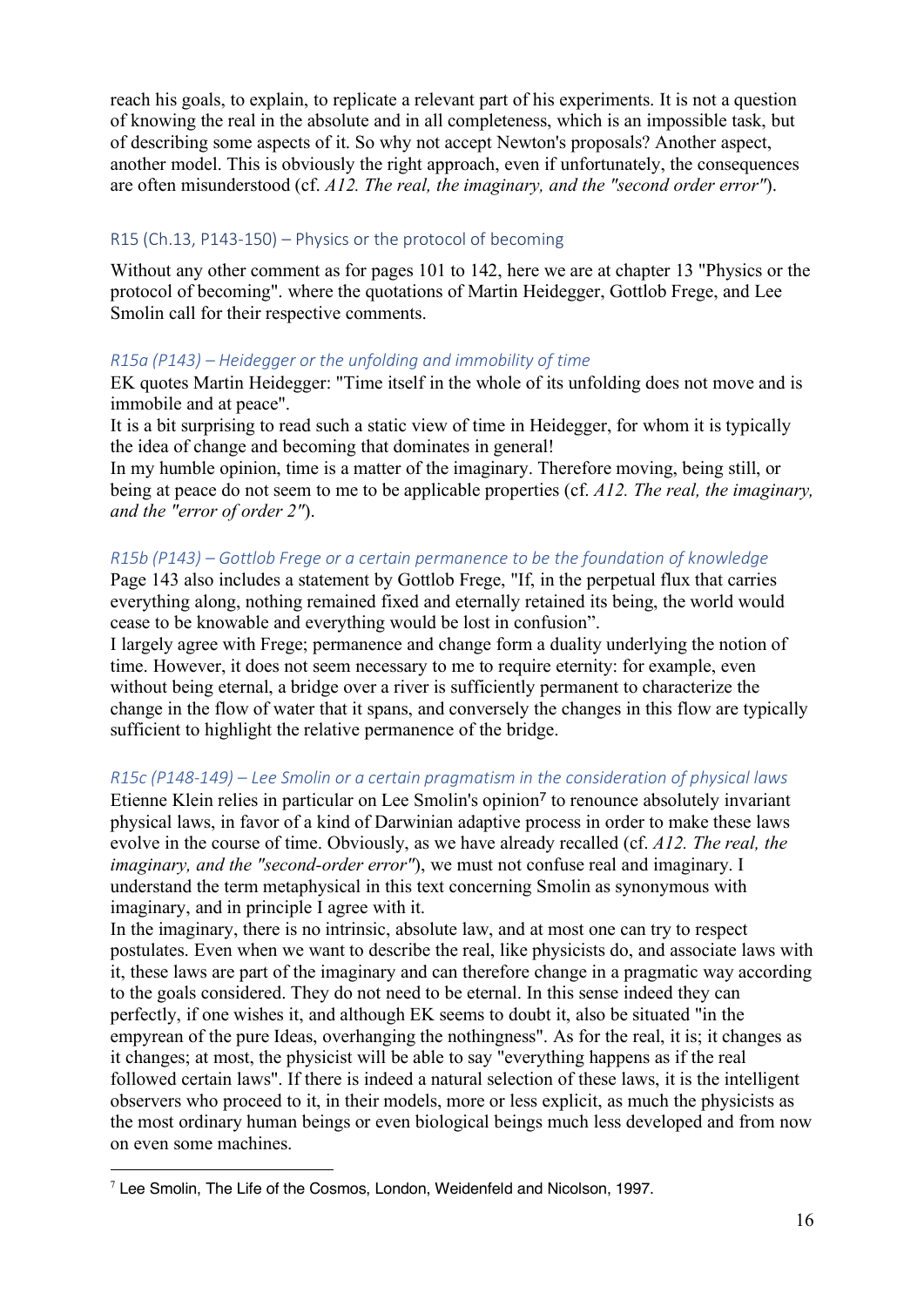reach his goals, to explain, to replicate a relevant part of his experiments. It is not a question of knowing the real in the absolute and in all completeness, which is an impossible task, but of describing some aspects of it. So why not accept Newton's proposals? Another aspect, another model. This is obviously the right approach, even if unfortunately, the consequences are often misunderstood (cf. *A12. The real, the imaginary, and the "second order error"*).

## R15 (Ch.13, P143-150) – Physics or the protocol of becoming

Without any other comment as for pages 101 to 142, here we are at chapter 13 "Physics or the protocol of becoming". where the quotations of Martin Heidegger, Gottlob Frege, and Lee Smolin call for their respective comments.

### *R15a (P143) – Heidegger or the unfolding and immobility of time*

EK quotes Martin Heidegger: "Time itself in the whole of its unfolding does not move and is immobile and at peace".

It is a bit surprising to read such a static view of time in Heidegger, for whom it is typically the idea of change and becoming that dominates in general!

In my humble opinion, time is a matter of the imaginary. Therefore moving, being still, or being at peace do not seem to me to be applicable properties (cf. *A12. The real, the imaginary, and the "error of order 2"*).

### *R15b (P143) – Gottlob Frege or a certain permanence to be the foundation of knowledge*

Page 143 also includes a statement by Gottlob Frege, "If, in the perpetual flux that carries everything along, nothing remained fixed and eternally retained its being, the world would cease to be knowable and everything would be lost in confusion".

I largely agree with Frege; permanence and change form a duality underlying the notion of time. However, it does not seem necessary to me to require eternity: for example, even without being eternal, a bridge over a river is sufficiently permanent to characterize the change in the flow of water that it spans, and conversely the changes in this flow are typically sufficient to highlight the relative permanence of the bridge.

### *R15c (P148-149) – Lee Smolin or a certain pragmatism in the consideration of physical laws*

Etienne Klein relies in particular on Lee Smolin's opinion[7] to renounce absolutely invariant physical laws, in favor of a kind of Darwinian adaptive process in order to make these laws evolve in the course of time. Obviously, as we have already recalled (cf. *A12. The real, the imaginary, and the "second-order error"*), we must not confuse real and imaginary. I understand the term metaphysical in this text concerning Smolin as synonymous with imaginary, and in principle I agree with it.

In the imaginary, there is no intrinsic, absolute law, and at most one can try to respect postulates. Even when we want to describe the real, like physicists do, and associate laws with it, these laws are part of the imaginary and can therefore change in a pragmatic way according to the goals considered. They do not need to be eternal. In this sense indeed they can perfectly, if one wishes it, and although EK seems to doubt it, also be situated "in the empyrean of the pure Ideas, overhanging the nothingness". As for the real, it is; it changes as it changes; at most, the physicist will be able to say "everything happens as if the real followed certain laws". If there is indeed a natural selection of these laws, it is the intelligent observers who proceed to it, in their models, more or less explicit, as much the physicists as the most ordinary human beings or even biological beings much less developed and from now on even some machines.

---

[7] Lee Smolin, The Life of the Cosmos, London, Weidenfeld and Nicolson, 1997.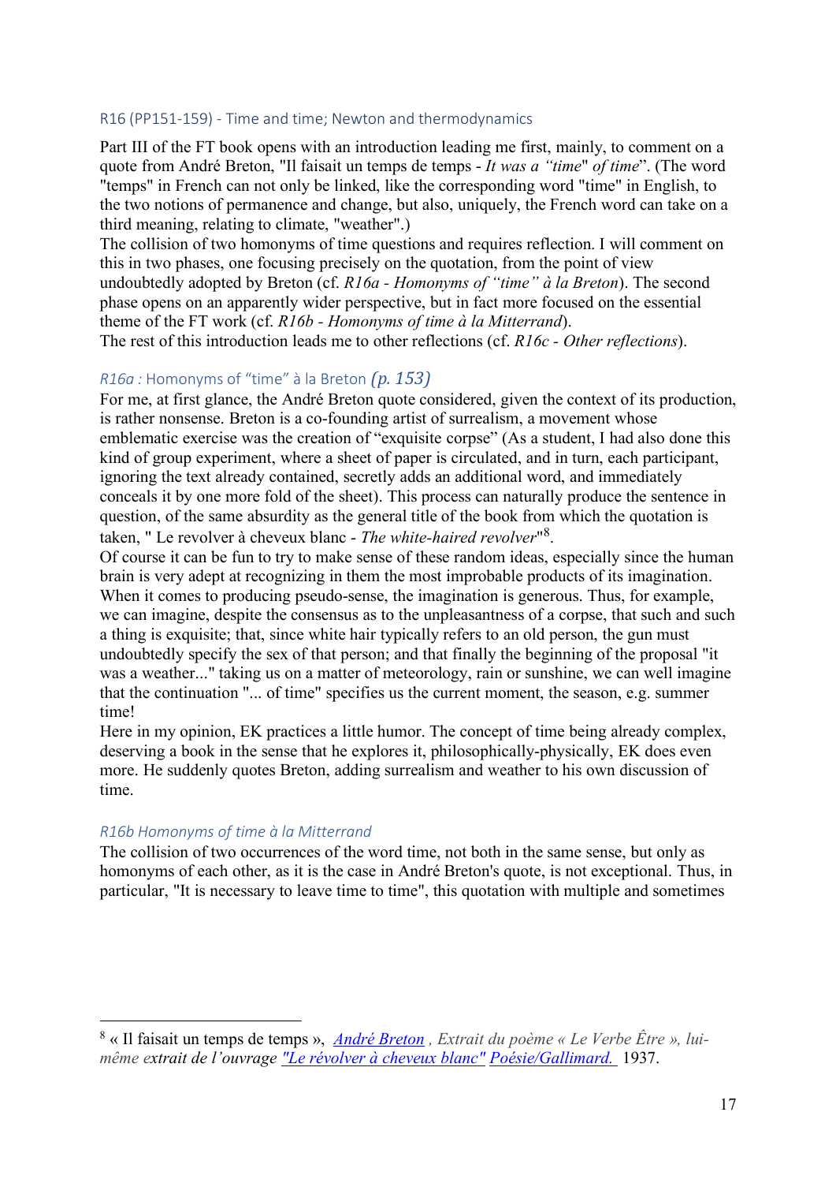## R16 (PP151-159) - Time and time; Newton and thermodynamics

Part III of the FT book opens with an introduction leading me first, mainly, to comment on a quote from André Breton, "Il faisait un temps de temps - *It was a "time*" *of time*". (The word "temps" in French can not only be linked, like the corresponding word "time" in English, to the two notions of permanence and change, but also, uniquely, the French word can take on a third meaning, relating to climate, "weather".)

The collision of two homonyms of time questions and requires reflection. I will comment on this in two phases, one focusing precisely on the quotation, from the point of view undoubtedly adopted by Breton (cf. *R16a - Homonyms of "time" à la Breton*). The second phase opens on an apparently wider perspective, but in fact more focused on the essential theme of the FT work (cf. *R16b - Homonyms of time à la Mitterrand*).

The rest of this introduction leads me to other reflections (cf. *R16c - Other reflections*).

### *R16a* : Homonyms of "time" à la Breton *(p. 153)*

For me, at first glance, the André Breton quote considered, given the context of its production, is rather nonsense. Breton is a co-founding artist of surrealism, a movement whose emblematic exercise was the creation of "exquisite corpse" (As a student, I had also done this kind of group experiment, where a sheet of paper is circulated, and in turn, each participant, ignoring the text already contained, secretly adds an additional word, and immediately conceals it by one more fold of the sheet). This process can naturally produce the sentence in question, of the same absurdity as the general title of the book from which the quotation is taken, " Le revolver à cheveux blanc - *The white-haired revolver*"[8].

Of course it can be fun to try to make sense of these random ideas, especially since the human brain is very adept at recognizing in them the most improbable products of its imagination. When it comes to producing pseudo-sense, the imagination is generous. Thus, for example, we can imagine, despite the consensus as to the unpleasantness of a corpse, that such and such a thing is exquisite; that, since white hair typically refers to an old person, the gun must undoubtedly specify the sex of that person; and that finally the beginning of the proposal "it was a weather..." taking us on a matter of meteorology, rain or sunshine, we can well imagine that the continuation "... of time" specifies us the current moment, the season, e.g. summer time!

Here in my opinion, EK practices a little humor. The concept of time being already complex, deserving a book in the sense that he explores it, philosophically-physically, EK does even more. He suddenly quotes Breton, adding surrealism and weather to his own discussion of time.

### *R16b Homonyms of time à la Mitterrand*

The collision of two occurrences of the word time, not both in the same sense, but only as homonyms of each other, as it is the case in André Breton's quote, is not exceptional. Thus, in particular, "It is necessary to leave time to time", this quotation with multiple and sometimes

---

[8] « Il faisait un temps de temps », *André Breton , Extrait du poème « Le Verbe Être », lui-même extrait de l'ouvrage "Le révolver à cheveux blanc" Poésie/Gallimard.* 1937.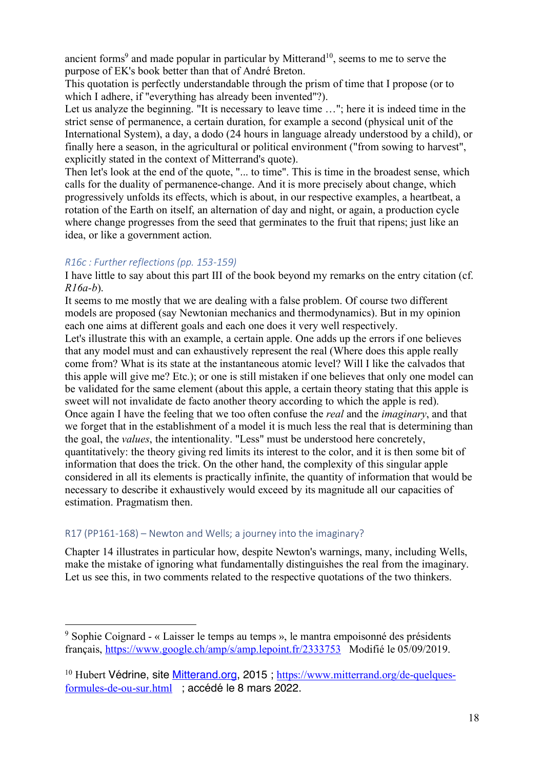ancient forms[9] and made popular in particular by Mitterand[10], seems to me to serve the purpose of EK's book better than that of André Breton.
This quotation is perfectly understandable through the prism of time that I propose (or to which I adhere, if "everything has already been invented"?).
Let us analyze the beginning. "It is necessary to leave time …"; here it is indeed time in the strict sense of permanence, a certain duration, for example a second (physical unit of the International System), a day, a dodo (24 hours in language already understood by a child), or finally here a season, in the agricultural or political environment ("from sowing to harvest", explicitly stated in the context of Mitterrand's quote).
Then let's look at the end of the quote, "... to time". This is time in the broadest sense, which calls for the duality of permanence-change. And it is more precisely about change, which progressively unfolds its effects, which is about, in our respective examples, a heartbeat, a rotation of the Earth on itself, an alternation of day and night, or again, a production cycle where change progresses from the seed that germinates to the fruit that ripens; just like an idea, or like a government action.

### *R16c : Further reflections (pp. 153-159)*

I have little to say about this part III of the book beyond my remarks on the entry citation (cf. *R16a-b*).
It seems to me mostly that we are dealing with a false problem. Of course two different models are proposed (say Newtonian mechanics and thermodynamics). But in my opinion each one aims at different goals and each one does it very well respectively.
Let's illustrate this with an example, a certain apple. One adds up the errors if one believes that any model must and can exhaustively represent the real (Where does this apple really come from? What is its state at the instantaneous atomic level? Will I like the calvados that this apple will give me? Etc.); or one is still mistaken if one believes that only one model can be validated for the same element (about this apple, a certain theory stating that this apple is sweet will not invalidate de facto another theory according to which the apple is red).
Once again I have the feeling that we too often confuse the *real* and the *imaginary*, and that we forget that in the establishment of a model it is much less the real that is determining than the goal, the *values*, the intentionality. "Less" must be understood here concretely, quantitatively: the theory giving red limits its interest to the color, and it is then some bit of information that does the trick. On the other hand, the complexity of this singular apple considered in all its elements is practically infinite, the quantity of information that would be necessary to describe it exhaustively would exceed by its magnitude all our capacities of estimation. Pragmatism then.

## R17 (PP161-168) – Newton and Wells; a journey into the imaginary?

Chapter 14 illustrates in particular how, despite Newton's warnings, many, including Wells, make the mistake of ignoring what fundamentally distinguishes the real from the imaginary. Let us see this, in two comments related to the respective quotations of the two thinkers.

---

[9] Sophie Coignard - « Laisser le temps au temps », le mantra empoisonné des présidents français, https://www.google.ch/amp/s/amp.lepoint.fr/2333753 Modifié le 05/09/2019.

[10] Hubert Védrine, site Mitterand.org, 2015 ; https://www.mitterrand.org/de-quelques-formules-de-ou-sur.html ; accédé le 8 mars 2022.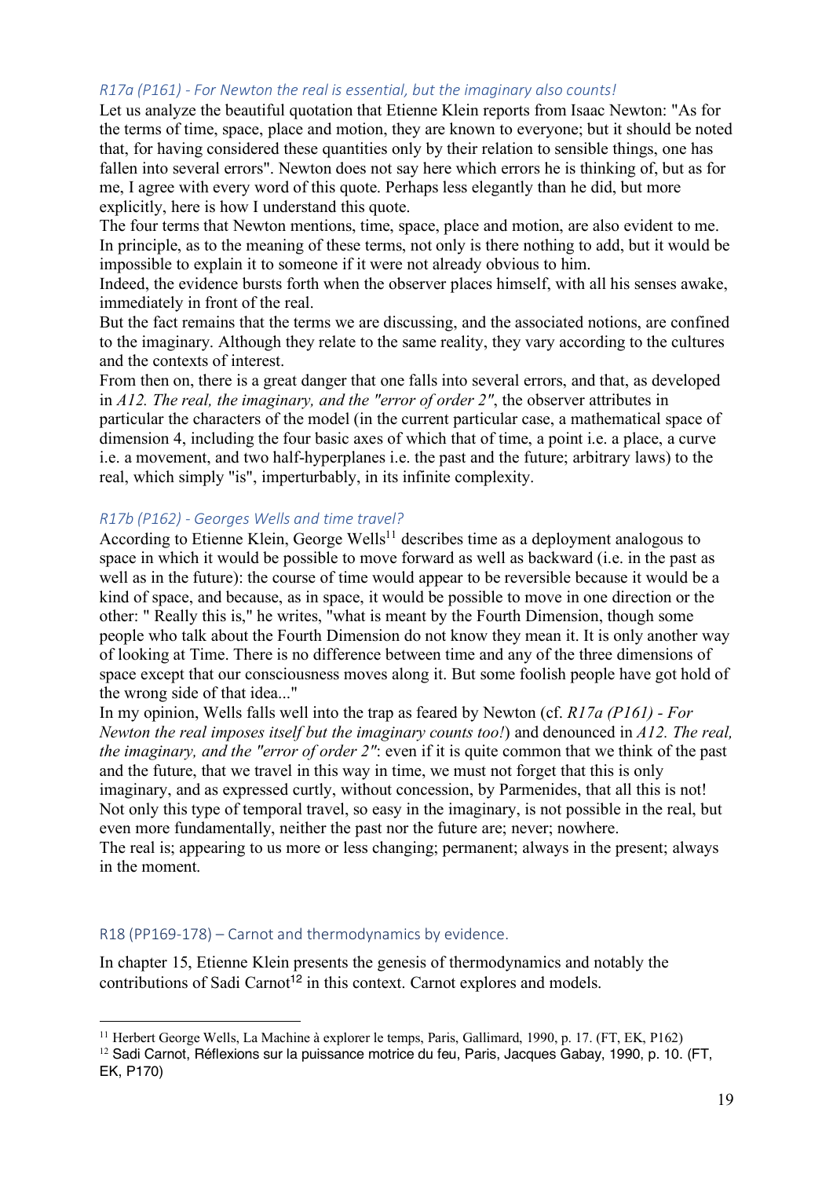### *R17a (P161) - For Newton the real is essential, but the imaginary also counts!*

Let us analyze the beautiful quotation that Etienne Klein reports from Isaac Newton: "As for the terms of time, space, place and motion, they are known to everyone; but it should be noted that, for having considered these quantities only by their relation to sensible things, one has fallen into several errors". Newton does not say here which errors he is thinking of, but as for me, I agree with every word of this quote. Perhaps less elegantly than he did, but more explicitly, here is how I understand this quote.

The four terms that Newton mentions, time, space, place and motion, are also evident to me. In principle, as to the meaning of these terms, not only is there nothing to add, but it would be impossible to explain it to someone if it were not already obvious to him.

Indeed, the evidence bursts forth when the observer places himself, with all his senses awake, immediately in front of the real.

But the fact remains that the terms we are discussing, and the associated notions, are confined to the imaginary. Although they relate to the same reality, they vary according to the cultures and the contexts of interest.

From then on, there is a great danger that one falls into several errors, and that, as developed in *A12. The real, the imaginary, and the "error of order 2"*, the observer attributes in particular the characters of the model (in the current particular case, a mathematical space of dimension 4, including the four basic axes of which that of time, a point i.e. a place, a curve i.e. a movement, and two half-hyperplanes i.e. the past and the future; arbitrary laws) to the real, which simply "is", imperturbably, in its infinite complexity.

### *R17b (P162) - Georges Wells and time travel?*

According to Etienne Klein, George Wells[11] describes time as a deployment analogous to space in which it would be possible to move forward as well as backward (i.e. in the past as well as in the future): the course of time would appear to be reversible because it would be a kind of space, and because, as in space, it would be possible to move in one direction or the other: " Really this is," he writes, "what is meant by the Fourth Dimension, though some people who talk about the Fourth Dimension do not know they mean it. It is only another way of looking at Time. There is no difference between time and any of the three dimensions of space except that our consciousness moves along it. But some foolish people have got hold of the wrong side of that idea..."

In my opinion, Wells falls well into the trap as feared by Newton (cf. *R17a (P161) - For Newton the real imposes itself but the imaginary counts too!*) and denounced in *A12. The real, the imaginary, and the "error of order 2"*: even if it is quite common that we think of the past and the future, that we travel in this way in time, we must not forget that this is only imaginary, and as expressed curtly, without concession, by Parmenides, that all this is not! Not only this type of temporal travel, so easy in the imaginary, is not possible in the real, but even more fundamentally, neither the past nor the future are; never; nowhere.

The real is; appearing to us more or less changing; permanent; always in the present; always in the moment.

## R18 (PP169-178) – Carnot and thermodynamics by evidence.

In chapter 15, Etienne Klein presents the genesis of thermodynamics and notably the contributions of Sadi Carnot[12] in this context. Carnot explores and models.

---

[11] Herbert George Wells, La Machine à explorer le temps, Paris, Gallimard, 1990, p. 17. (FT, EK, P162)

[12] Sadi Carnot, Réflexions sur la puissance motrice du feu, Paris, Jacques Gabay, 1990, p. 10. (FT, EK, P170)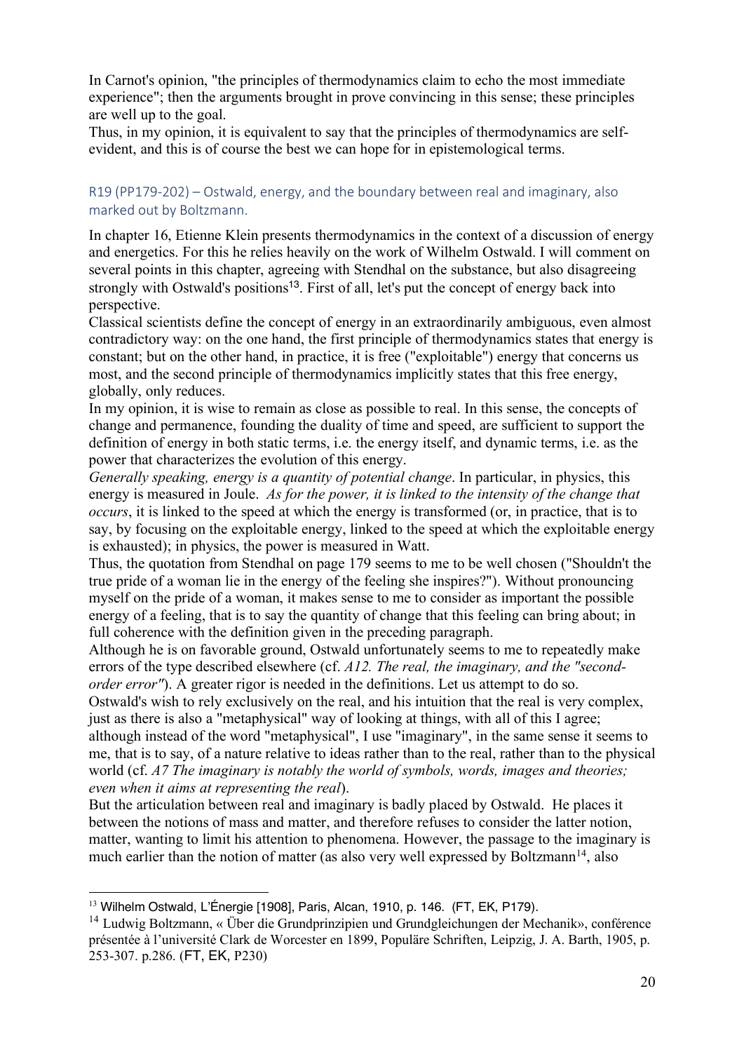In Carnot's opinion, "the principles of thermodynamics claim to echo the most immediate experience"; then the arguments brought in prove convincing in this sense; these principles are well up to the goal.

Thus, in my opinion, it is equivalent to say that the principles of thermodynamics are self-evident, and this is of course the best we can hope for in epistemological terms.

## R19 (PP179-202) – Ostwald, energy, and the boundary between real and imaginary, also marked out by Boltzmann.

In chapter 16, Etienne Klein presents thermodynamics in the context of a discussion of energy and energetics. For this he relies heavily on the work of Wilhelm Ostwald. I will comment on several points in this chapter, agreeing with Stendhal on the substance, but also disagreeing strongly with Ostwald's positions[13]. First of all, let's put the concept of energy back into perspective.

Classical scientists define the concept of energy in an extraordinarily ambiguous, even almost contradictory way: on the one hand, the first principle of thermodynamics states that energy is constant; but on the other hand, in practice, it is free ("exploitable") energy that concerns us most, and the second principle of thermodynamics implicitly states that this free energy, globally, only reduces.

In my opinion, it is wise to remain as close as possible to real. In this sense, the concepts of change and permanence, founding the duality of time and speed, are sufficient to support the definition of energy in both static terms, i.e. the energy itself, and dynamic terms, i.e. as the power that characterizes the evolution of this energy.

*Generally speaking, energy is a quantity of potential change*. In particular, in physics, this energy is measured in Joule. *As for the power, it is linked to the intensity of the change that occurs*, it is linked to the speed at which the energy is transformed (or, in practice, that is to say, by focusing on the exploitable energy, linked to the speed at which the exploitable energy is exhausted); in physics, the power is measured in Watt.

Thus, the quotation from Stendhal on page 179 seems to me to be well chosen ("Shouldn't the true pride of a woman lie in the energy of the feeling she inspires?"). Without pronouncing myself on the pride of a woman, it makes sense to me to consider as important the possible energy of a feeling, that is to say the quantity of change that this feeling can bring about; in full coherence with the definition given in the preceding paragraph.

Although he is on favorable ground, Ostwald unfortunately seems to me to repeatedly make errors of the type described elsewhere (cf. *A12. The real, the imaginary, and the "second-order error"*). A greater rigor is needed in the definitions. Let us attempt to do so.

Ostwald's wish to rely exclusively on the real, and his intuition that the real is very complex, just as there is also a "metaphysical" way of looking at things, with all of this I agree; although instead of the word "metaphysical", I use "imaginary", in the same sense it seems to me, that is to say, of a nature relative to ideas rather than to the real, rather than to the physical world (cf. *A7 The imaginary is notably the world of symbols, words, images and theories; even when it aims at representing the real*).

But the articulation between real and imaginary is badly placed by Ostwald. He places it between the notions of mass and matter, and therefore refuses to consider the latter notion, matter, wanting to limit his attention to phenomena. However, the passage to the imaginary is much earlier than the notion of matter (as also very well expressed by Boltzmann[14], also

---

[13] Wilhelm Ostwald, L'Énergie [1908], Paris, Alcan, 1910, p. 146. (FT, EK, P179).

[14] Ludwig Boltzmann, « Über die Grundprinzipien und Grundgleichungen der Mechanik», conférence présentée à l'université Clark de Worcester en 1899, Populäre Schriften, Leipzig, J. A. Barth, 1905, p. 253-307. p.286. (FT, EK, P230)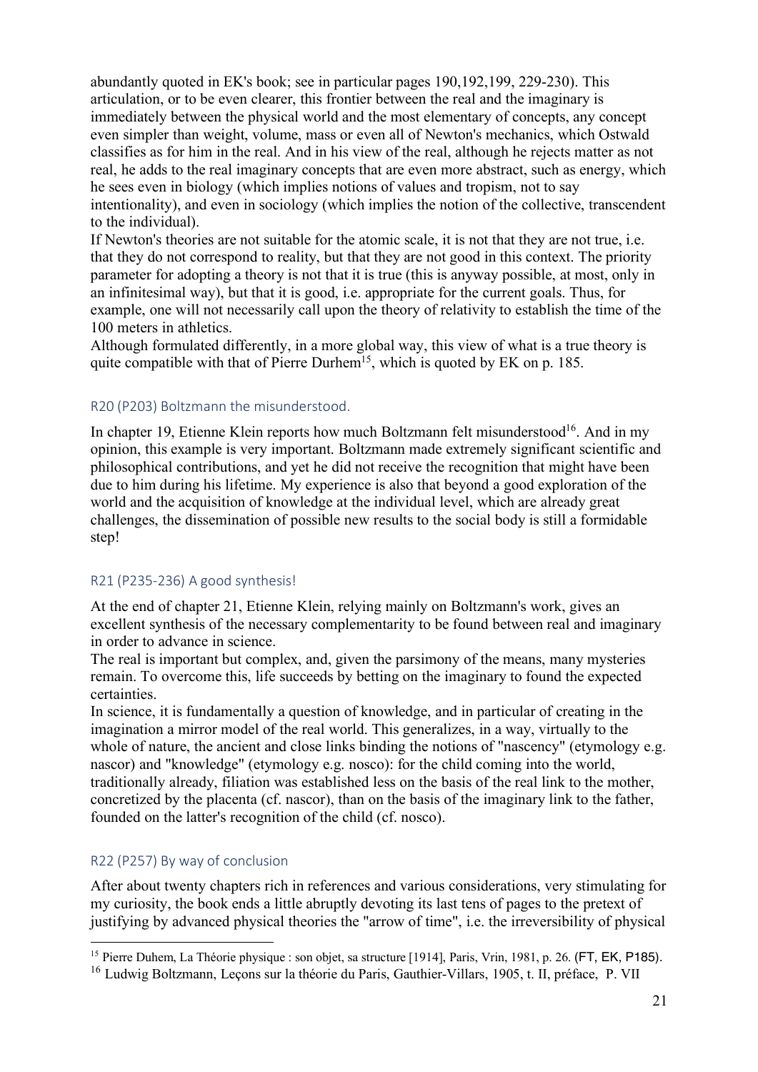abundantly quoted in EK's book; see in particular pages 190,192,199, 229-230). This articulation, or to be even clearer, this frontier between the real and the imaginary is immediately between the physical world and the most elementary of concepts, any concept even simpler than weight, volume, mass or even all of Newton's mechanics, which Ostwald classifies as for him in the real. And in his view of the real, although he rejects matter as not real, he adds to the real imaginary concepts that are even more abstract, such as energy, which he sees even in biology (which implies notions of values and tropism, not to say intentionality), and even in sociology (which implies the notion of the collective, transcendent to the individual).

If Newton's theories are not suitable for the atomic scale, it is not that they are not true, i.e. that they do not correspond to reality, but that they are not good in this context. The priority parameter for adopting a theory is not that it is true (this is anyway possible, at most, only in an infinitesimal way), but that it is good, i.e. appropriate for the current goals. Thus, for example, one will not necessarily call upon the theory of relativity to establish the time of the 100 meters in athletics.

Although formulated differently, in a more global way, this view of what is a true theory is quite compatible with that of Pierre Durhem[15], which is quoted by EK on p. 185.

### R20 (P203) Boltzmann the misunderstood.

In chapter 19, Etienne Klein reports how much Boltzmann felt misunderstood[16]. And in my opinion, this example is very important. Boltzmann made extremely significant scientific and philosophical contributions, and yet he did not receive the recognition that might have been due to him during his lifetime. My experience is also that beyond a good exploration of the world and the acquisition of knowledge at the individual level, which are already great challenges, the dissemination of possible new results to the social body is still a formidable step!

### R21 (P235-236) A good synthesis!

At the end of chapter 21, Etienne Klein, relying mainly on Boltzmann's work, gives an excellent synthesis of the necessary complementarity to be found between real and imaginary in order to advance in science.

The real is important but complex, and, given the parsimony of the means, many mysteries remain. To overcome this, life succeeds by betting on the imaginary to found the expected certainties.

In science, it is fundamentally a question of knowledge, and in particular of creating in the imagination a mirror model of the real world. This generalizes, in a way, virtually to the whole of nature, the ancient and close links binding the notions of "nascency" (etymology e.g. nascor) and "knowledge" (etymology e.g. nosco): for the child coming into the world, traditionally already, filiation was established less on the basis of the real link to the mother, concretized by the placenta (cf. nascor), than on the basis of the imaginary link to the father, founded on the latter's recognition of the child (cf. nosco).

### R22 (P257) By way of conclusion

After about twenty chapters rich in references and various considerations, very stimulating for my curiosity, the book ends a little abruptly devoting its last tens of pages to the pretext of justifying by advanced physical theories the "arrow of time", i.e. the irreversibility of physical

---

[15] Pierre Duhem, La Théorie physique : son objet, sa structure [1914], Paris, Vrin, 1981, p. 26. (FT, EK, P185).

[16] Ludwig Boltzmann, Leçons sur la théorie du Paris, Gauthier-Villars, 1905, t. II, préface, P. VII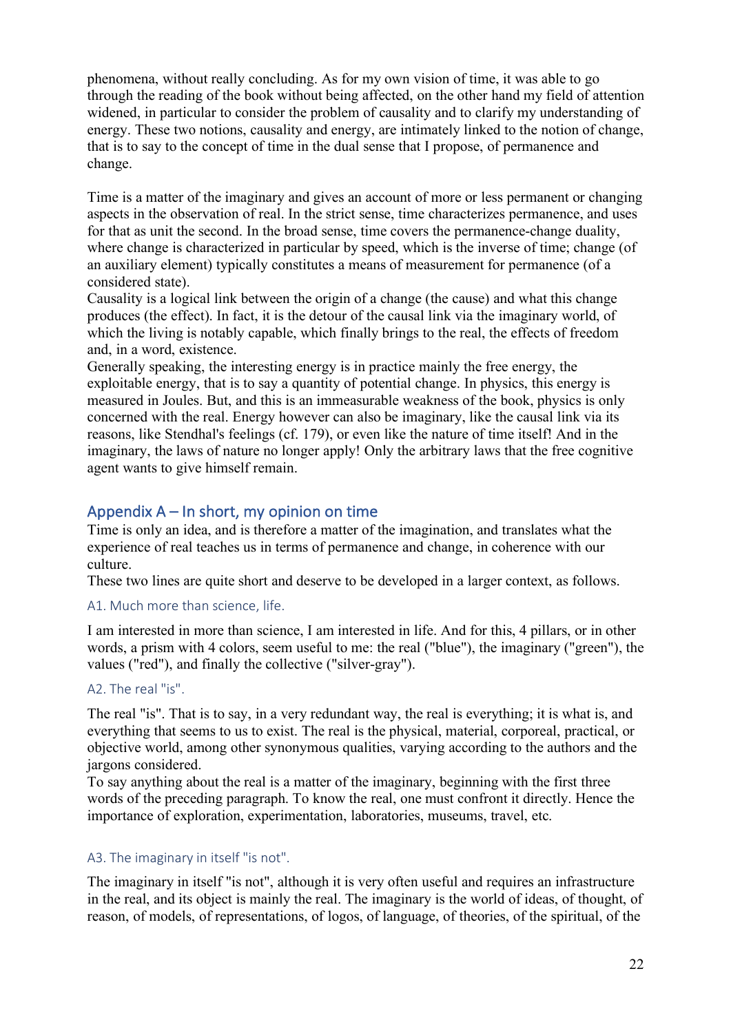phenomena, without really concluding. As for my own vision of time, it was able to go through the reading of the book without being affected, on the other hand my field of attention widened, in particular to consider the problem of causality and to clarify my understanding of energy. These two notions, causality and energy, are intimately linked to the notion of change, that is to say to the concept of time in the dual sense that I propose, of permanence and change.

Time is a matter of the imaginary and gives an account of more or less permanent or changing aspects in the observation of real. In the strict sense, time characterizes permanence, and uses for that as unit the second. In the broad sense, time covers the permanence-change duality, where change is characterized in particular by speed, which is the inverse of time; change (of an auxiliary element) typically constitutes a means of measurement for permanence (of a considered state).
Causality is a logical link between the origin of a change (the cause) and what this change produces (the effect). In fact, it is the detour of the causal link via the imaginary world, of which the living is notably capable, which finally brings to the real, the effects of freedom and, in a word, existence.
Generally speaking, the interesting energy is in practice mainly the free energy, the exploitable energy, that is to say a quantity of potential change. In physics, this energy is measured in Joules. But, and this is an immeasurable weakness of the book, physics is only concerned with the real. Energy however can also be imaginary, like the causal link via its reasons, like Stendhal's feelings (cf. 179), or even like the nature of time itself! And in the imaginary, the laws of nature no longer apply! Only the arbitrary laws that the free cognitive agent wants to give himself remain.

## Appendix A – In short, my opinion on time

Time is only an idea, and is therefore a matter of the imagination, and translates what the experience of real teaches us in terms of permanence and change, in coherence with our culture.
These two lines are quite short and deserve to be developed in a larger context, as follows.

### A1. Much more than science, life.

I am interested in more than science, I am interested in life. And for this, 4 pillars, or in other words, a prism with 4 colors, seem useful to me: the real ("blue"), the imaginary ("green"), the values ("red"), and finally the collective ("silver-gray").

### A2. The real "is".

The real "is". That is to say, in a very redundant way, the real is everything; it is what is, and everything that seems to us to exist. The real is the physical, material, corporeal, practical, or objective world, among other synonymous qualities, varying according to the authors and the jargons considered.
To say anything about the real is a matter of the imaginary, beginning with the first three words of the preceding paragraph. To know the real, one must confront it directly. Hence the importance of exploration, experimentation, laboratories, museums, travel, etc.

### A3. The imaginary in itself "is not".

The imaginary in itself "is not", although it is very often useful and requires an infrastructure in the real, and its object is mainly the real. The imaginary is the world of ideas, of thought, of reason, of models, of representations, of logos, of language, of theories, of the spiritual, of the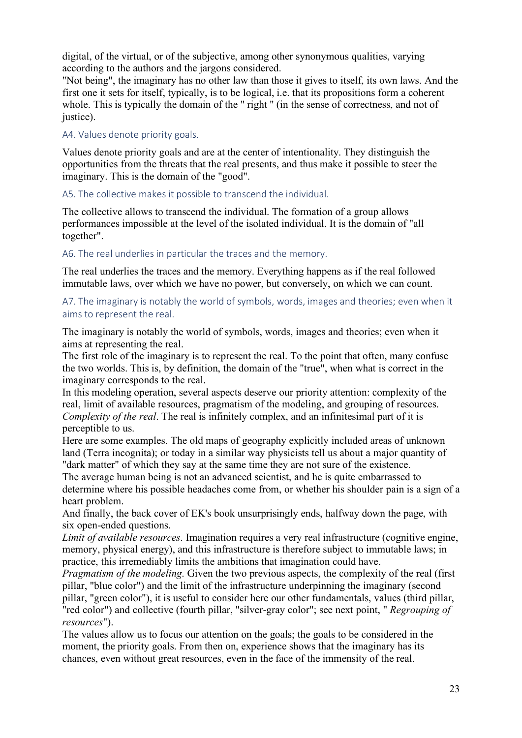digital, of the virtual, or of the subjective, among other synonymous qualities, varying according to the authors and the jargons considered.
"Not being", the imaginary has no other law than those it gives to itself, its own laws. And the first one it sets for itself, typically, is to be logical, i.e. that its propositions form a coherent whole. This is typically the domain of the " right " (in the sense of correctness, and not of justice).

### A4. Values denote priority goals.

Values denote priority goals and are at the center of intentionality. They distinguish the opportunities from the threats that the real presents, and thus make it possible to steer the imaginary. This is the domain of the "good".

### A5. The collective makes it possible to transcend the individual.

The collective allows to transcend the individual. The formation of a group allows performances impossible at the level of the isolated individual. It is the domain of "all together".

### A6. The real underlies in particular the traces and the memory.

The real underlies the traces and the memory. Everything happens as if the real followed immutable laws, over which we have no power, but conversely, on which we can count.

### A7. The imaginary is notably the world of symbols, words, images and theories; even when it aims to represent the real.

The imaginary is notably the world of symbols, words, images and theories; even when it aims at representing the real.
The first role of the imaginary is to represent the real. To the point that often, many confuse the two worlds. This is, by definition, the domain of the "true", when what is correct in the imaginary corresponds to the real.
In this modeling operation, several aspects deserve our priority attention: complexity of the real, limit of available resources, pragmatism of the modeling, and grouping of resources.
*Complexity of the real*. The real is infinitely complex, and an infinitesimal part of it is perceptible to us.
Here are some examples. The old maps of geography explicitly included areas of unknown land (Terra incognita); or today in a similar way physicists tell us about a major quantity of "dark matter" of which they say at the same time they are not sure of the existence.
The average human being is not an advanced scientist, and he is quite embarrassed to determine where his possible headaches come from, or whether his shoulder pain is a sign of a heart problem.
And finally, the back cover of EK's book unsurprisingly ends, halfway down the page, with six open-ended questions.
*Limit of available resources*. Imagination requires a very real infrastructure (cognitive engine, memory, physical energy), and this infrastructure is therefore subject to immutable laws; in practice, this irremediably limits the ambitions that imagination could have.
*Pragmatism of the modeling*. Given the two previous aspects, the complexity of the real (first pillar, "blue color") and the limit of the infrastructure underpinning the imaginary (second pillar, "green color"), it is useful to consider here our other fundamentals, values (third pillar, "red color") and collective (fourth pillar, "silver-gray color"; see next point, " *Regrouping of resources*").
The values allow us to focus our attention on the goals; the goals to be considered in the moment, the priority goals. From then on, experience shows that the imaginary has its chances, even without great resources, even in the face of the immensity of the real.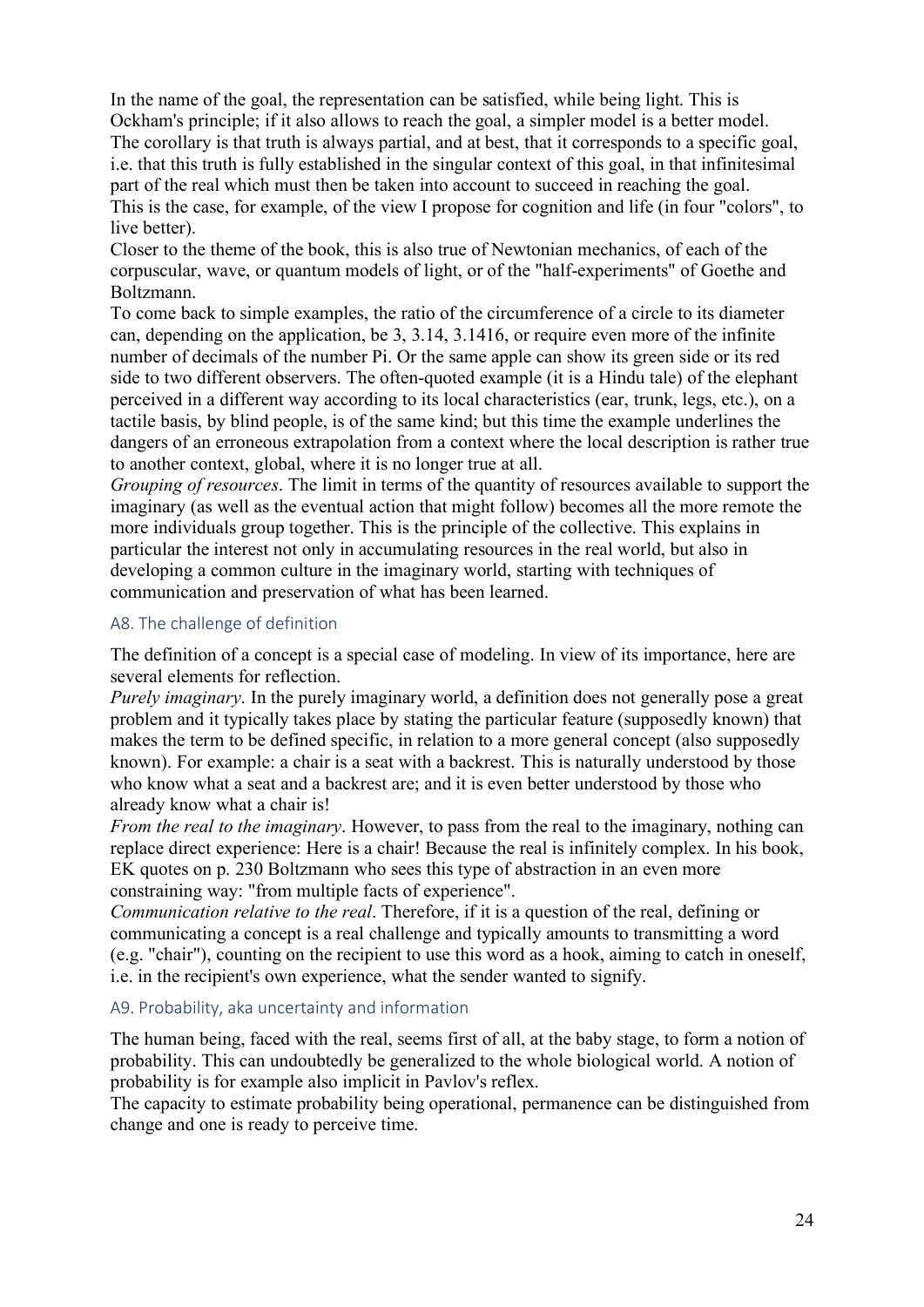In the name of the goal, the representation can be satisfied, while being light. This is Ockham's principle; if it also allows to reach the goal, a simpler model is a better model. The corollary is that truth is always partial, and at best, that it corresponds to a specific goal, i.e. that this truth is fully established in the singular context of this goal, in that infinitesimal part of the real which must then be taken into account to succeed in reaching the goal. This is the case, for example, of the view I propose for cognition and life (in four "colors", to live better).

Closer to the theme of the book, this is also true of Newtonian mechanics, of each of the corpuscular, wave, or quantum models of light, or of the "half-experiments" of Goethe and Boltzmann.

To come back to simple examples, the ratio of the circumference of a circle to its diameter can, depending on the application, be 3, 3.14, 3.1416, or require even more of the infinite number of decimals of the number Pi. Or the same apple can show its green side or its red side to two different observers. The often-quoted example (it is a Hindu tale) of the elephant perceived in a different way according to its local characteristics (ear, trunk, legs, etc.), on a tactile basis, by blind people, is of the same kind; but this time the example underlines the dangers of an erroneous extrapolation from a context where the local description is rather true to another context, global, where it is no longer true at all.

*Grouping of resources*. The limit in terms of the quantity of resources available to support the imaginary (as well as the eventual action that might follow) becomes all the more remote the more individuals group together. This is the principle of the collective. This explains in particular the interest not only in accumulating resources in the real world, but also in developing a common culture in the imaginary world, starting with techniques of communication and preservation of what has been learned.

## A8. The challenge of definition

The definition of a concept is a special case of modeling. In view of its importance, here are several elements for reflection.

*Purely imaginary*. In the purely imaginary world, a definition does not generally pose a great problem and it typically takes place by stating the particular feature (supposedly known) that makes the term to be defined specific, in relation to a more general concept (also supposedly known). For example: a chair is a seat with a backrest. This is naturally understood by those who know what a seat and a backrest are; and it is even better understood by those who already know what a chair is!

*From the real to the imaginary*. However, to pass from the real to the imaginary, nothing can replace direct experience: Here is a chair! Because the real is infinitely complex. In his book, EK quotes on p. 230 Boltzmann who sees this type of abstraction in an even more constraining way: "from multiple facts of experience".

*Communication relative to the real*. Therefore, if it is a question of the real, defining or communicating a concept is a real challenge and typically amounts to transmitting a word (e.g. "chair"), counting on the recipient to use this word as a hook, aiming to catch in oneself, i.e. in the recipient's own experience, what the sender wanted to signify.

## A9. Probability, aka uncertainty and information

The human being, faced with the real, seems first of all, at the baby stage, to form a notion of probability. This can undoubtedly be generalized to the whole biological world. A notion of probability is for example also implicit in Pavlov's reflex.

The capacity to estimate probability being operational, permanence can be distinguished from change and one is ready to perceive time.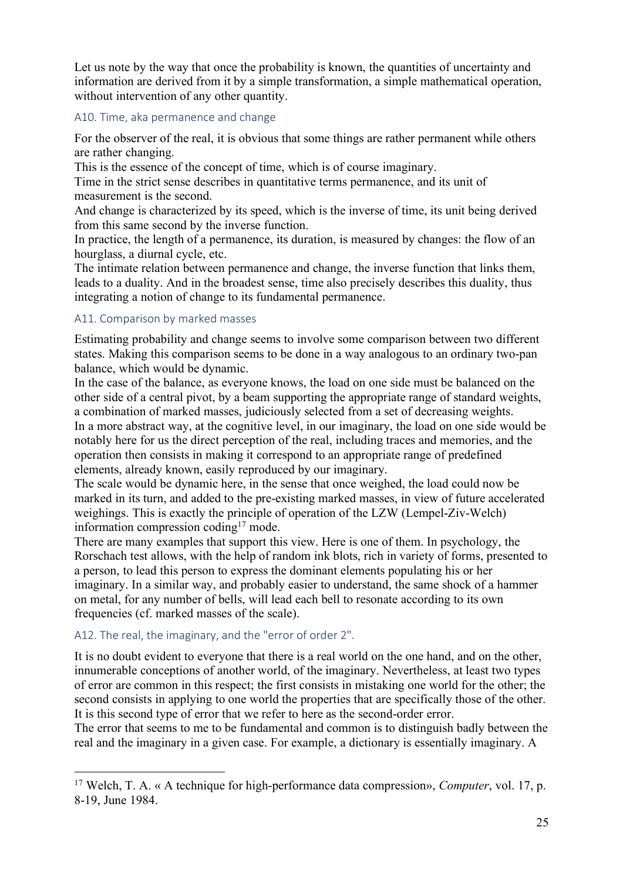Let us note by the way that once the probability is known, the quantities of uncertainty and information are derived from it by a simple transformation, a simple mathematical operation, without intervention of any other quantity.

### A10. Time, aka permanence and change

For the observer of the real, it is obvious that some things are rather permanent while others are rather changing.
This is the essence of the concept of time, which is of course imaginary.
Time in the strict sense describes in quantitative terms permanence, and its unit of measurement is the second.
And change is characterized by its speed, which is the inverse of time, its unit being derived from this same second by the inverse function.
In practice, the length of a permanence, its duration, is measured by changes: the flow of an hourglass, a diurnal cycle, etc.
The intimate relation between permanence and change, the inverse function that links them, leads to a duality. And in the broadest sense, time also precisely describes this duality, thus integrating a notion of change to its fundamental permanence.

### A11. Comparison by marked masses

Estimating probability and change seems to involve some comparison between two different states. Making this comparison seems to be done in a way analogous to an ordinary two-pan balance, which would be dynamic.
In the case of the balance, as everyone knows, the load on one side must be balanced on the other side of a central pivot, by a beam supporting the appropriate range of standard weights, a combination of marked masses, judiciously selected from a set of decreasing weights.
In a more abstract way, at the cognitive level, in our imaginary, the load on one side would be notably here for us the direct perception of the real, including traces and memories, and the operation then consists in making it correspond to an appropriate range of predefined elements, already known, easily reproduced by our imaginary.
The scale would be dynamic here, in the sense that once weighed, the load could now be marked in its turn, and added to the pre-existing marked masses, in view of future accelerated weighings. This is exactly the principle of operation of the LZW (Lempel-Ziv-Welch) information compression coding[17] mode.
There are many examples that support this view. Here is one of them. In psychology, the Rorschach test allows, with the help of random ink blots, rich in variety of forms, presented to a person, to lead this person to express the dominant elements populating his or her imaginary. In a similar way, and probably easier to understand, the same shock of a hammer on metal, for any number of bells, will lead each bell to resonate according to its own frequencies (cf. marked masses of the scale).

### A12. The real, the imaginary, and the "error of order 2".

It is no doubt evident to everyone that there is a real world on the one hand, and on the other, innumerable conceptions of another world, of the imaginary. Nevertheless, at least two types of error are common in this respect; the first consists in mistaking one world for the other; the second consists in applying to one world the properties that are specifically those of the other. It is this second type of error that we refer to here as the second-order error.
The error that seems to me to be fundamental and common is to distinguish badly between the real and the imaginary in a given case. For example, a dictionary is essentially imaginary. A

[17] Welch, T. A. « A technique for high-performance data compression», *Computer*, vol. 17, p. 8-19, June 1984.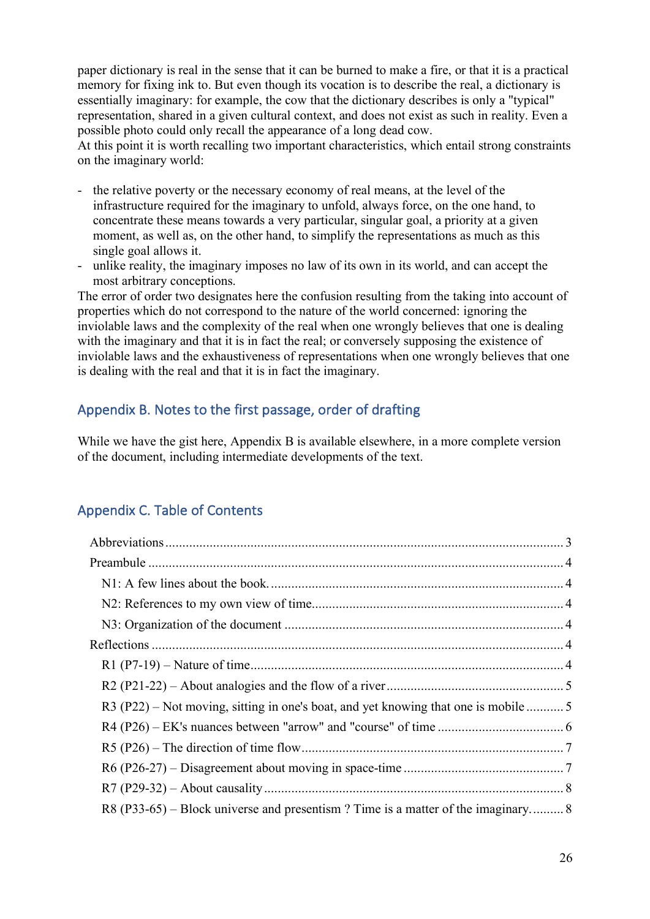paper dictionary is real in the sense that it can be burned to make a fire, or that it is a practical memory for fixing ink to. But even though its vocation is to describe the real, a dictionary is essentially imaginary: for example, the cow that the dictionary describes is only a "typical" representation, shared in a given cultural context, and does not exist as such in reality. Even a possible photo could only recall the appearance of a long dead cow.
At this point it is worth recalling two important characteristics, which entail strong constraints on the imaginary world:

- the relative poverty or the necessary economy of real means, at the level of the infrastructure required for the imaginary to unfold, always force, on the one hand, to concentrate these means towards a very particular, singular goal, a priority at a given moment, as well as, on the other hand, to simplify the representations as much as this single goal allows it.
- unlike reality, the imaginary imposes no law of its own in its world, and can accept the most arbitrary conceptions.

The error of order two designates here the confusion resulting from the taking into account of properties which do not correspond to the nature of the world concerned: ignoring the inviolable laws and the complexity of the real when one wrongly believes that one is dealing with the imaginary and that it is in fact the real; or conversely supposing the existence of inviolable laws and the exhaustiveness of representations when one wrongly believes that one is dealing with the real and that it is in fact the imaginary.

## Appendix B. Notes to the first passage, order of drafting

While we have the gist here, Appendix B is available elsewhere, in a more complete version of the document, including intermediate developments of the text.

## Appendix C. Table of Contents

- Abbreviations ..... 3
- Preambule ..... 4
  - N1: A few lines about the book. ..... 4
  - N2: References to my own view of time. ..... 4
  - N3: Organization of the document ..... 4
- Reflections ..... 4
  - R1 (P7-19) – Nature of time ..... 4
  - R2 (P21-22) – About analogies and the flow of a river ..... 5
  - R3 (P22) – Not moving, sitting in one's boat, and yet knowing that one is mobile ..... 5
  - R4 (P26) – EK's nuances between "arrow" and "course" of time ..... 6
  - R5 (P26) – The direction of time flow ..... 7
  - R6 (P26-27) – Disagreement about moving in space-time ..... 7
  - R7 (P29-32) – About causality ..... 8
  - R8 (P33-65) – Block universe and presentism ? Time is a matter of the imaginary. ..... 8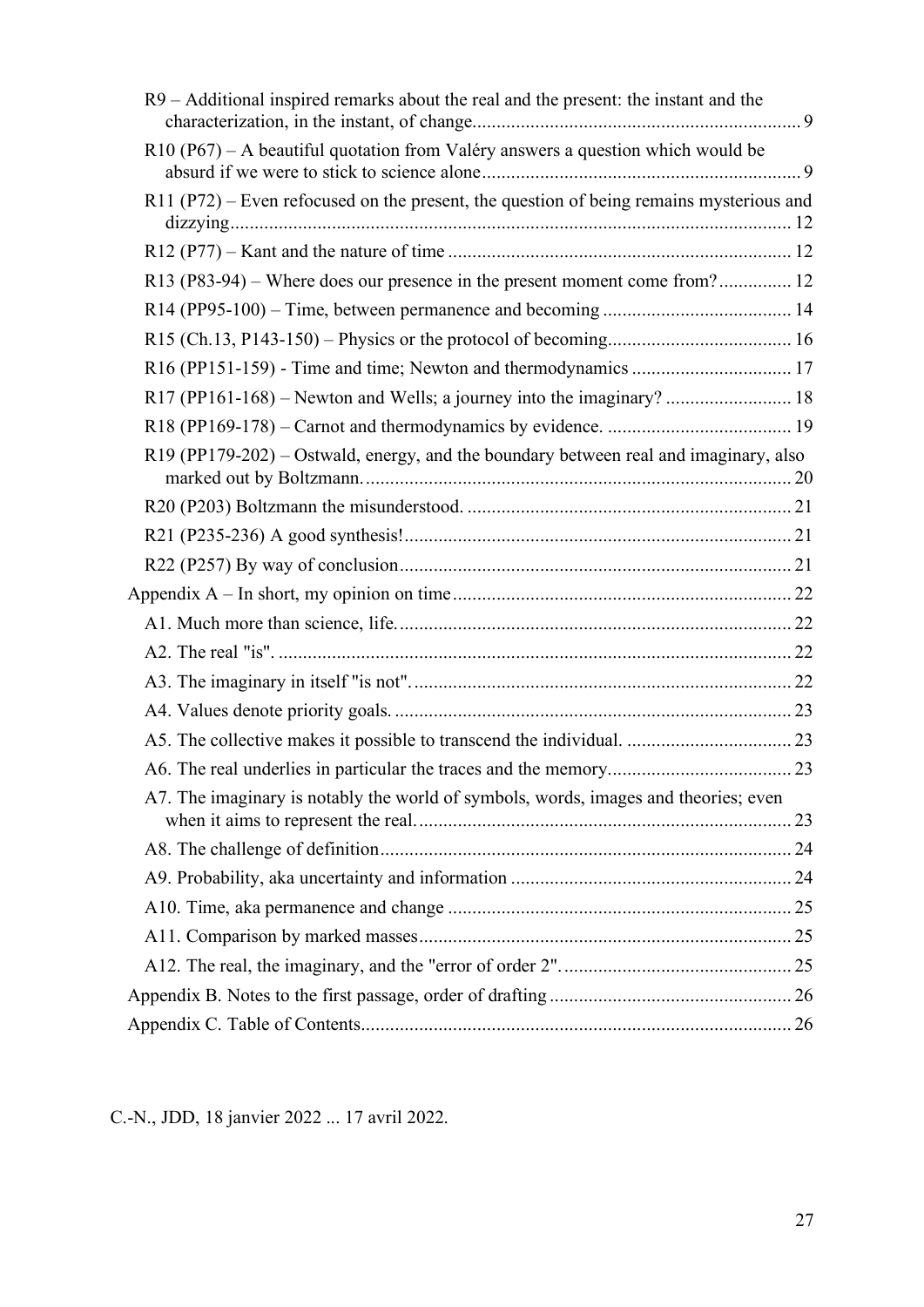R9 – Additional inspired remarks about the real and the present: the instant and the characterization, in the instant, of change .... 9

R10 (P67) – A beautiful quotation from Valéry answers a question which would be absurd if we were to stick to science alone .... 9

R11 (P72) – Even refocused on the present, the question of being remains mysterious and dizzying .... 12

R12 (P77) – Kant and the nature of time .... 12

R13 (P83-94) – Where does our presence in the present moment come from? .... 12

R14 (PP95-100) – Time, between permanence and becoming .... 14

R15 (Ch.13, P143-150) – Physics or the protocol of becoming .... 16

R16 (PP151-159) - Time and time; Newton and thermodynamics .... 17

R17 (PP161-168) – Newton and Wells; a journey into the imaginary? .... 18

R18 (PP169-178) – Carnot and thermodynamics by evidence. .... 19

R19 (PP179-202) – Ostwald, energy, and the boundary between real and imaginary, also marked out by Boltzmann. .... 20

R20 (P203) Boltzmann the misunderstood. .... 21

R21 (P235-236) A good synthesis! .... 21

R22 (P257) By way of conclusion .... 21

Appendix A – In short, my opinion on time .... 22

A1. Much more than science, life. .... 22

A2. The real "is". .... 22

A3. The imaginary in itself "is not". .... 22

A4. Values denote priority goals. .... 23

A5. The collective makes it possible to transcend the individual. .... 23

A6. The real underlies in particular the traces and the memory .... 23

A7. The imaginary is notably the world of symbols, words, images and theories; even when it aims to represent the real. .... 23

A8. The challenge of definition .... 24

A9. Probability, aka uncertainty and information .... 24

A10. Time, aka permanence and change .... 25

A11. Comparison by marked masses .... 25

A12. The real, the imaginary, and the "error of order 2". .... 25

Appendix B. Notes to the first passage, order of drafting .... 26

Appendix C. Table of Contents .... 26

C.-N., JDD, 18 janvier 2022 ... 17 avril 2022.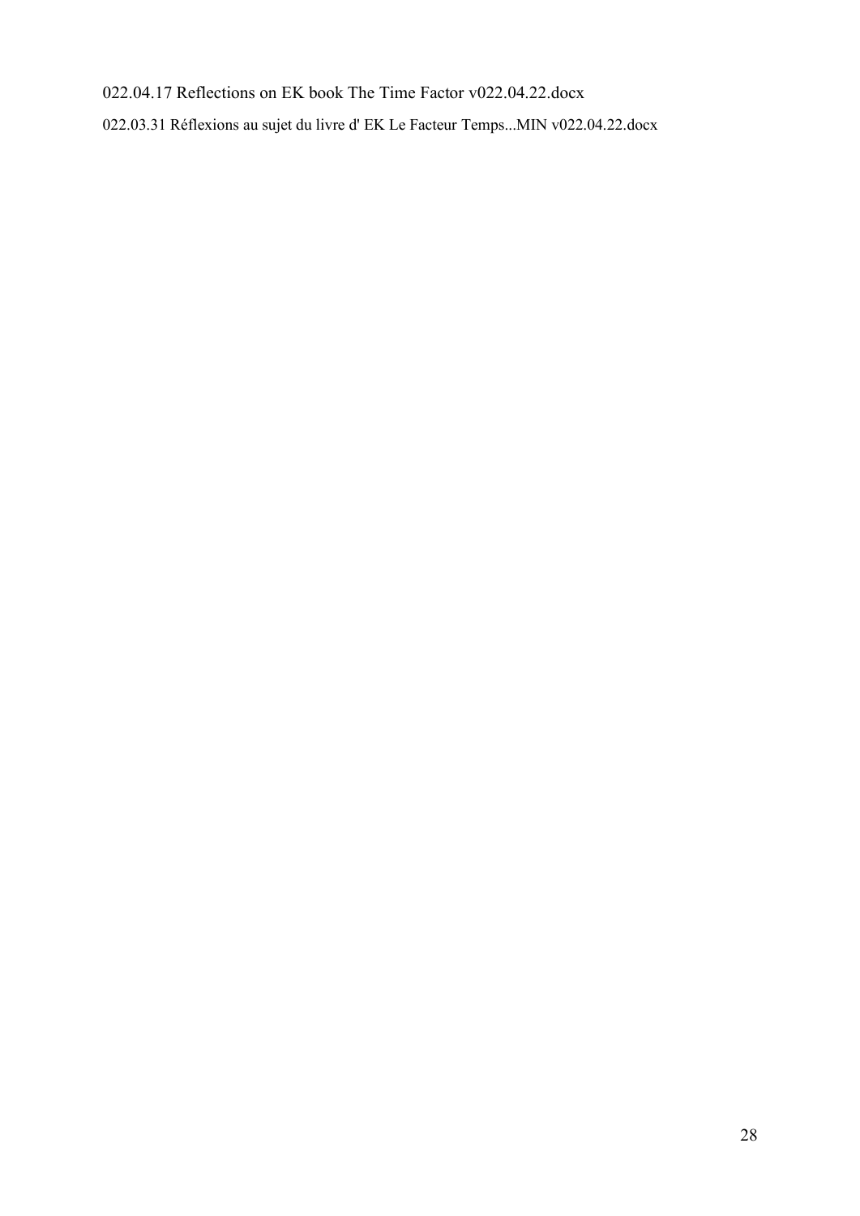022.04.17 Reflections on EK book The Time Factor v022.04.22.docx

022.03.31 Réflexions au sujet du livre d' EK Le Facteur Temps...MIN v022.04.22.docx